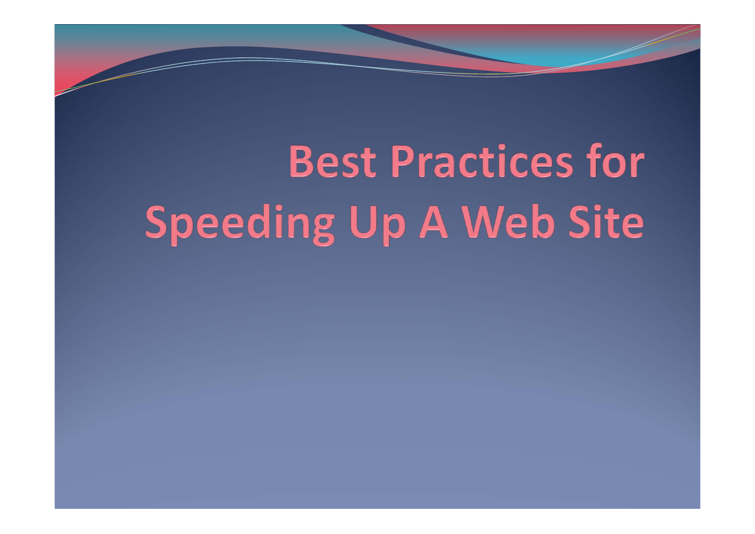# Best Practices for Speeding Up A Web Site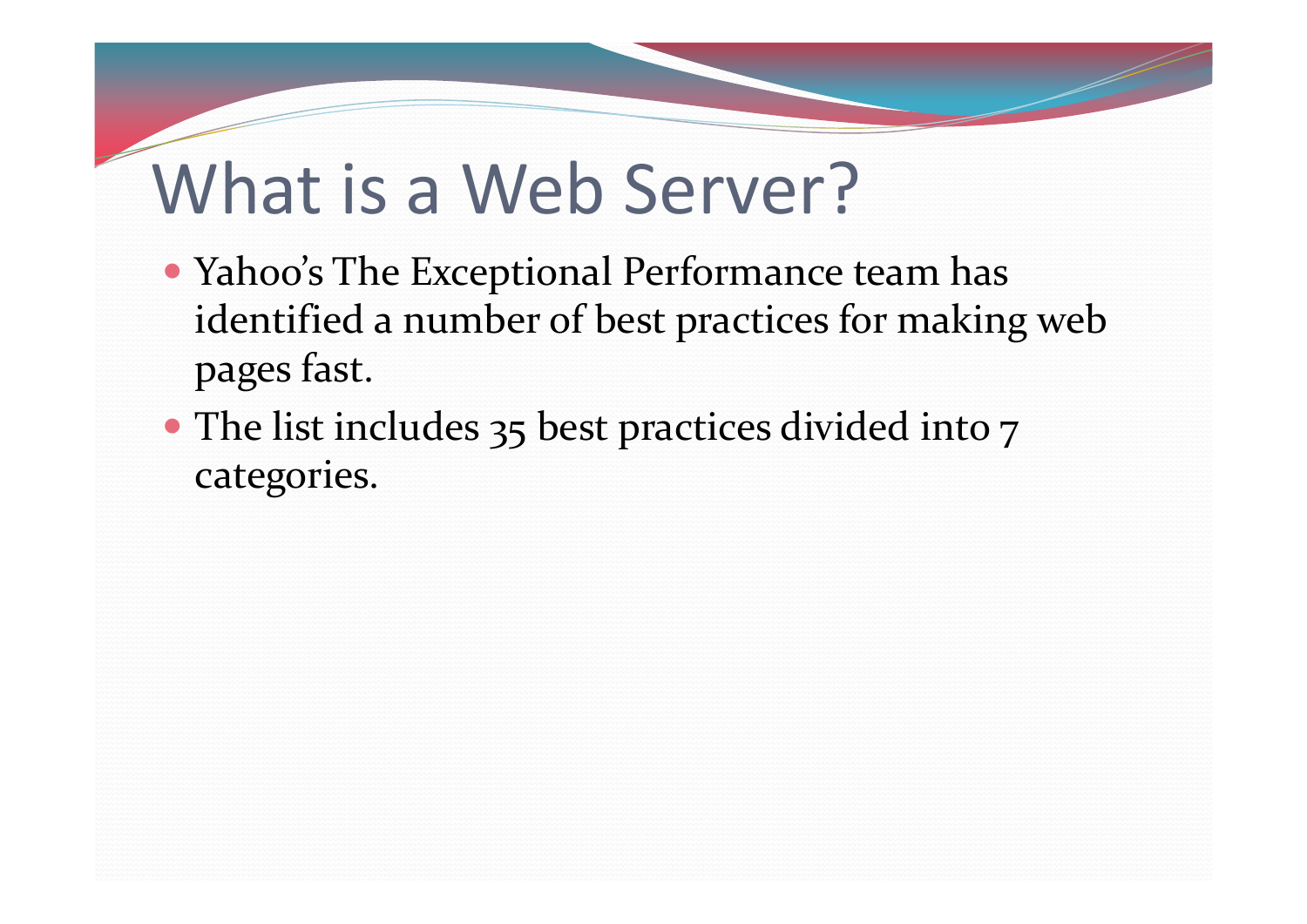# What is a Web Server?

- Yahoo's The Exceptional Performance team has identified a number of best practices for making web pages fast.
- The list includes 35 best practices divided into 7 categories.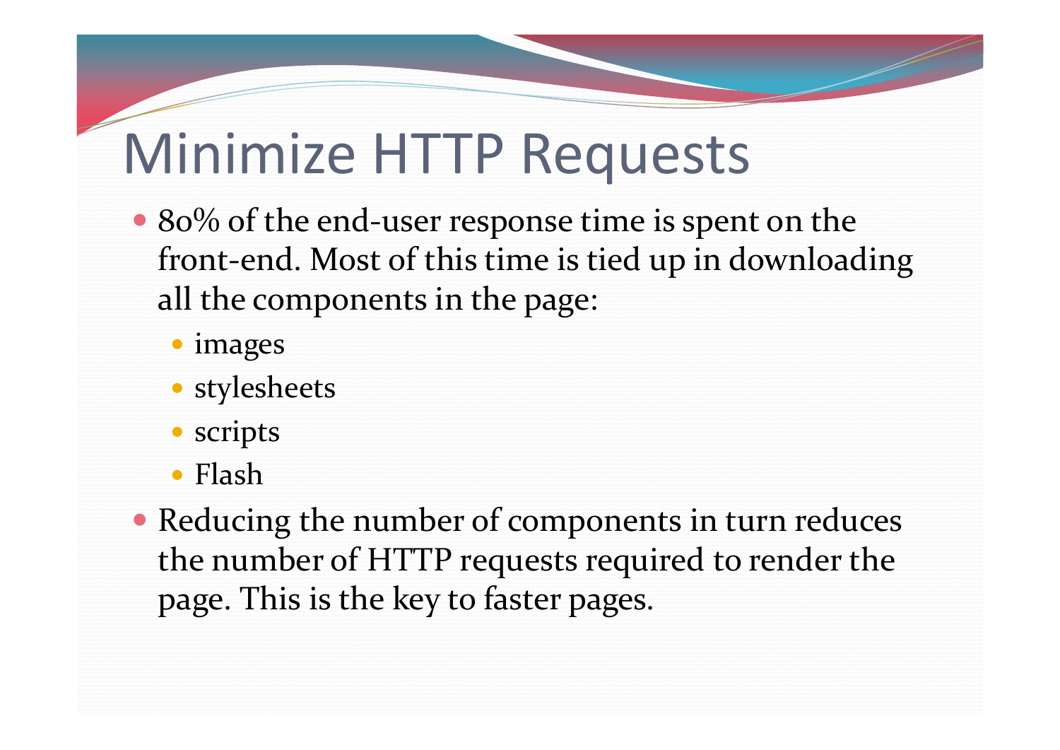# Minimize HTTP Requests

- 80% of the end-user response time is spent on the front-end. Most of this time is tied up in downloading all the components in the page:
  - images
  - stylesheets
  - scripts
  - Flash
- Reducing the number of components in turn reduces the number of HTTP requests required to render the page. This is the key to faster pages.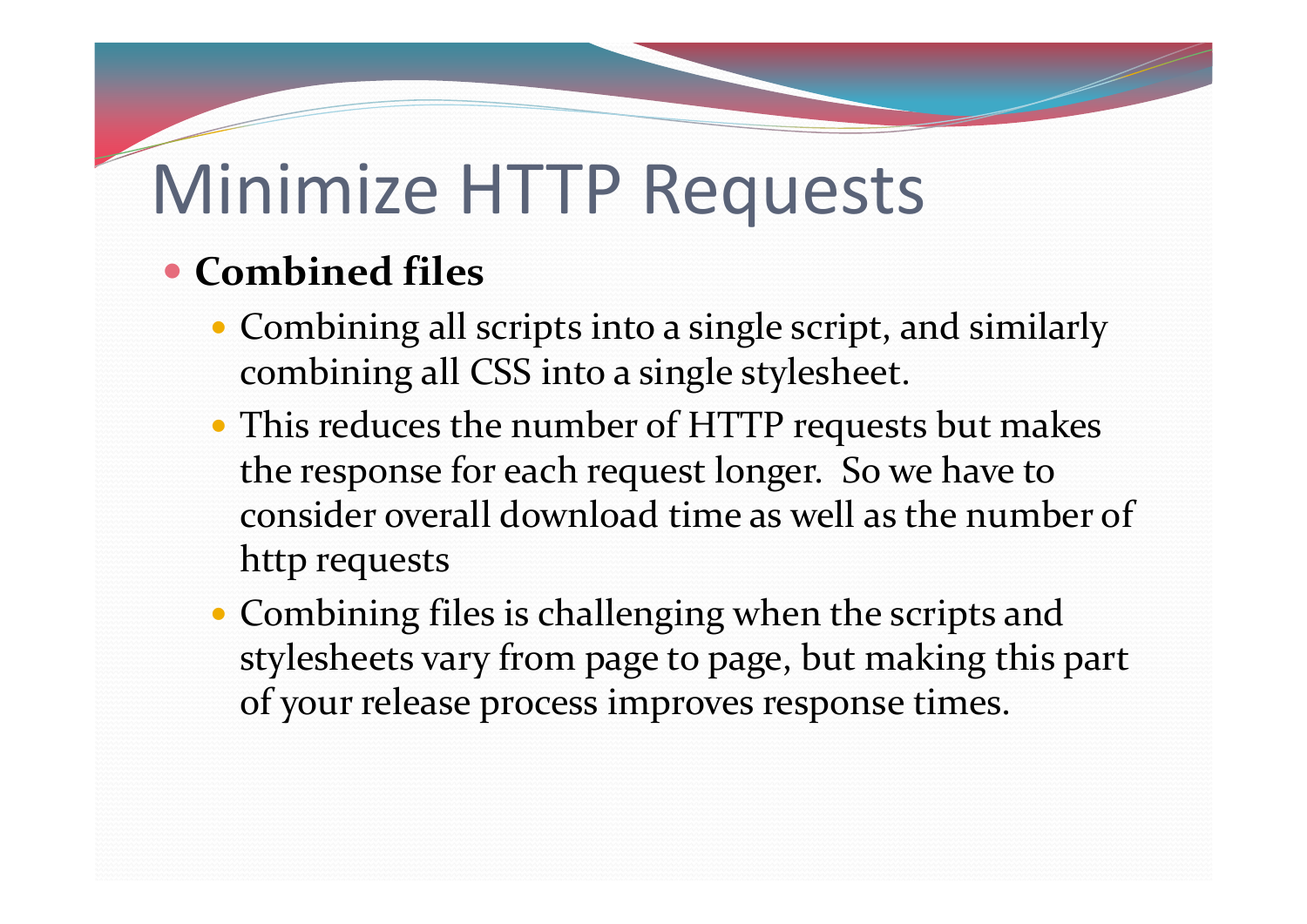# Minimize HTTP Requests

- **Combined files**
  - Combining all scripts into a single script, and similarly combining all CSS into a single stylesheet.
  - This reduces the number of HTTP requests but makes the response for each request longer. So we have to consider overall download time as well as the number of http requests
  - Combining files is challenging when the scripts and stylesheets vary from page to page, but making this part of your release process improves response times.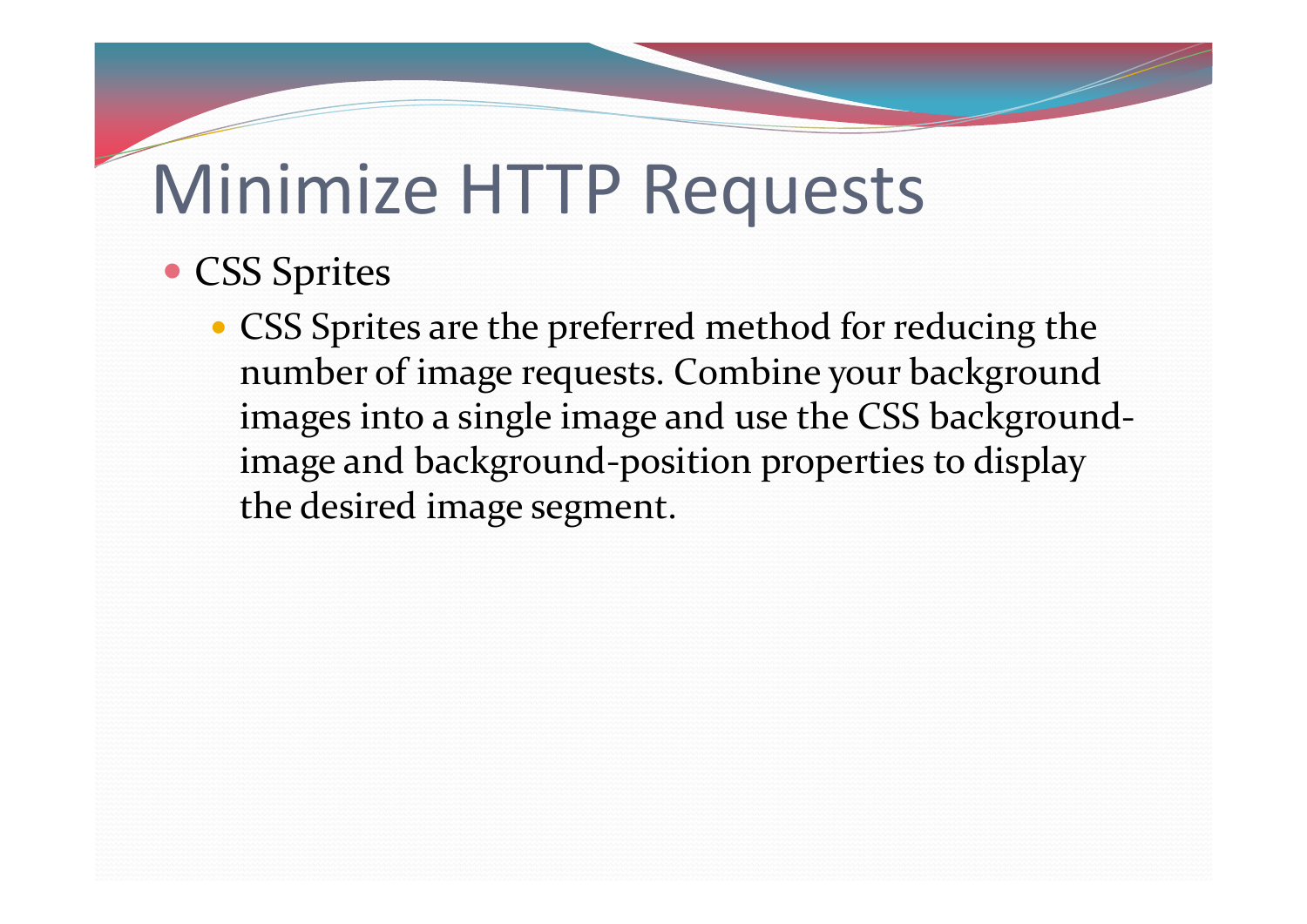# Minimize HTTP Requests

- CSS Sprites
  - CSS Sprites are the preferred method for reducing the number of image requests. Combine your background images into a single image and use the CSS background-image and background-position properties to display the desired image segment.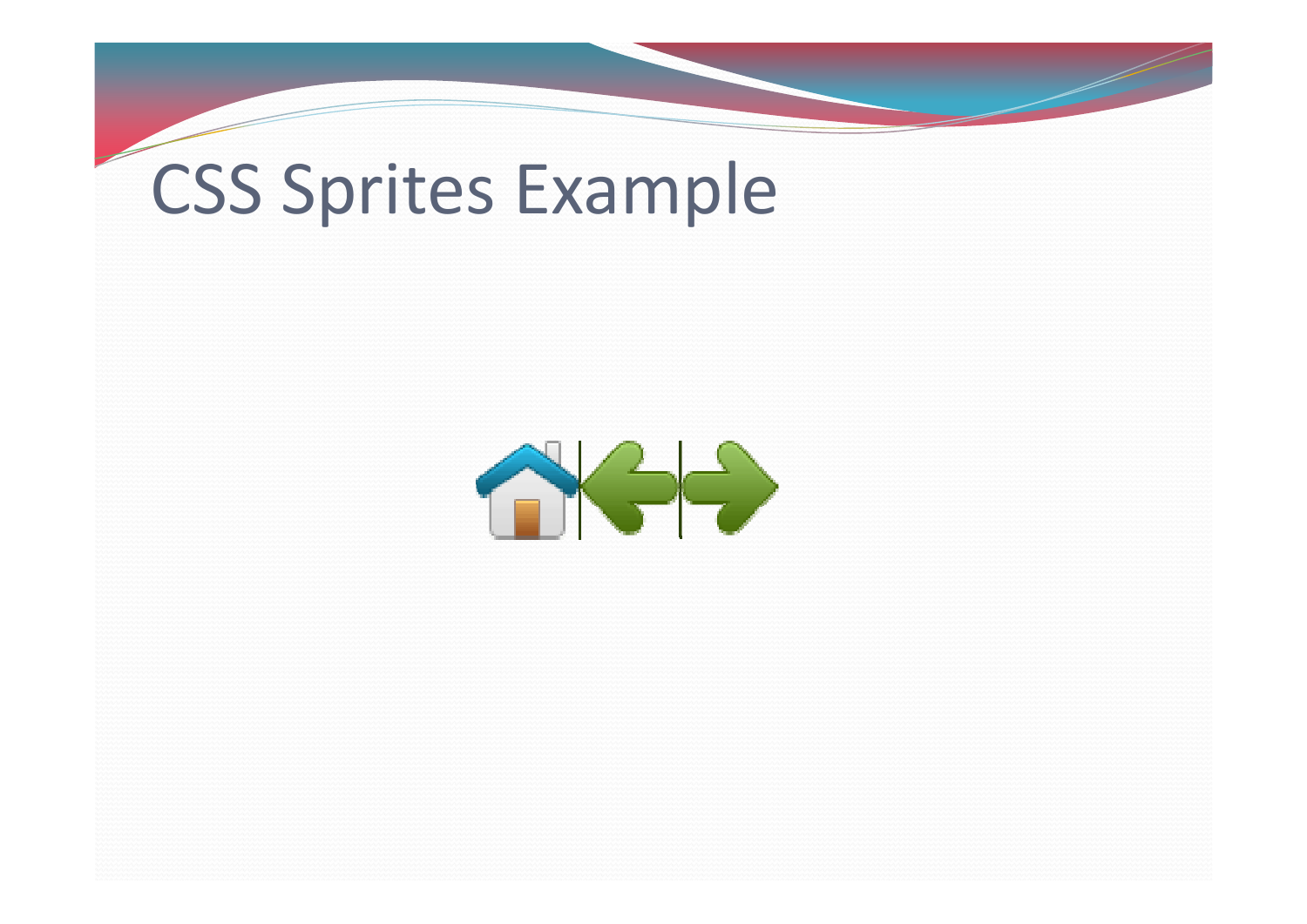# CSS Sprites Example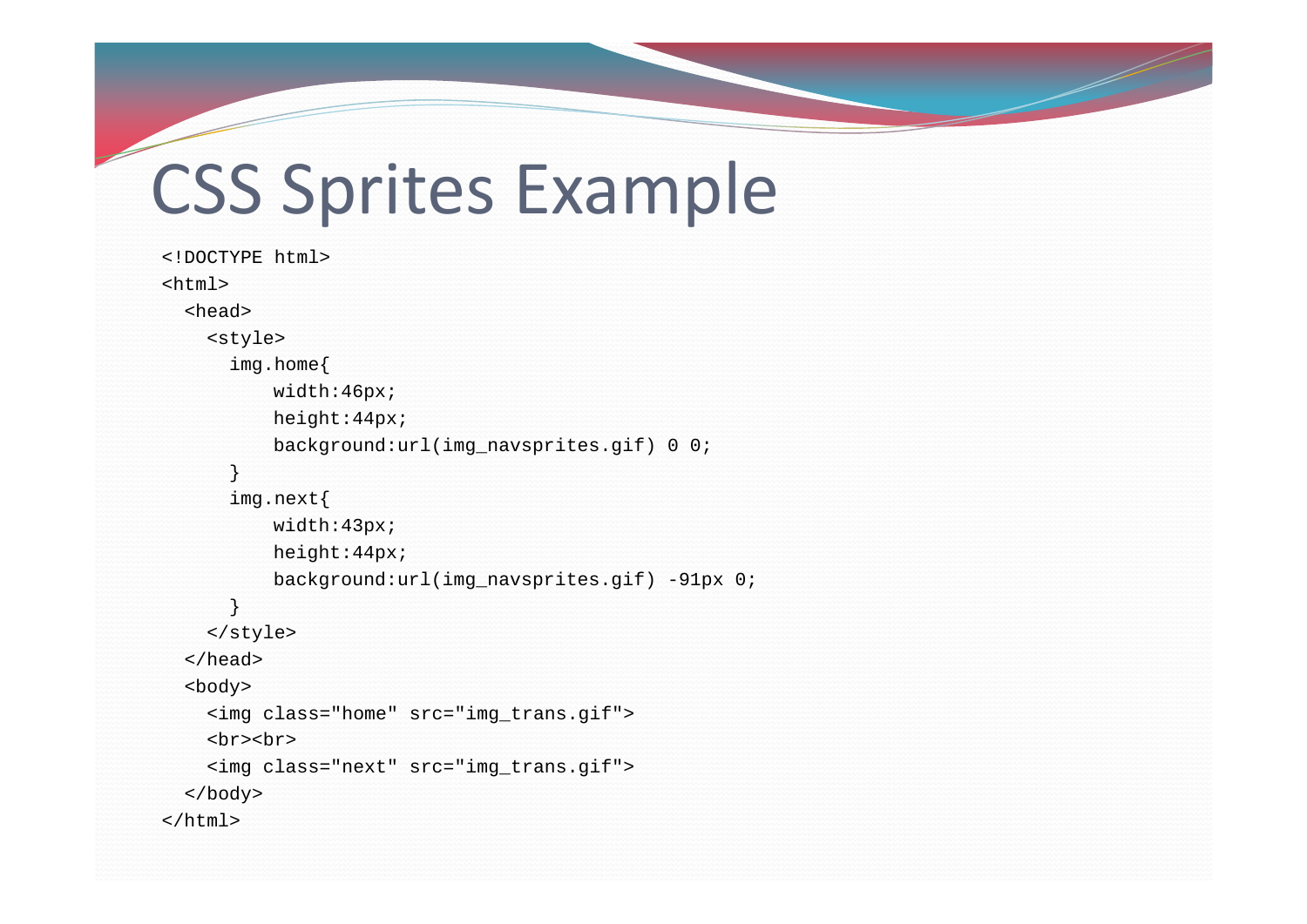# CSS Sprites Example

```
<!DOCTYPE html>
<html>
  <head>
    <style>
      img.home{
          width:46px;
          height:44px;
          background:url(img_navsprites.gif) 0 0;
      }
      img.next{
          width:43px;
          height:44px;
          background:url(img_navsprites.gif) -91px 0;
      }
    </style>
  </head>
  <body>
    <img class="home" src="img_trans.gif">
    <br><br>
    <img class="next" src="img_trans.gif">
  </body>
</html>
```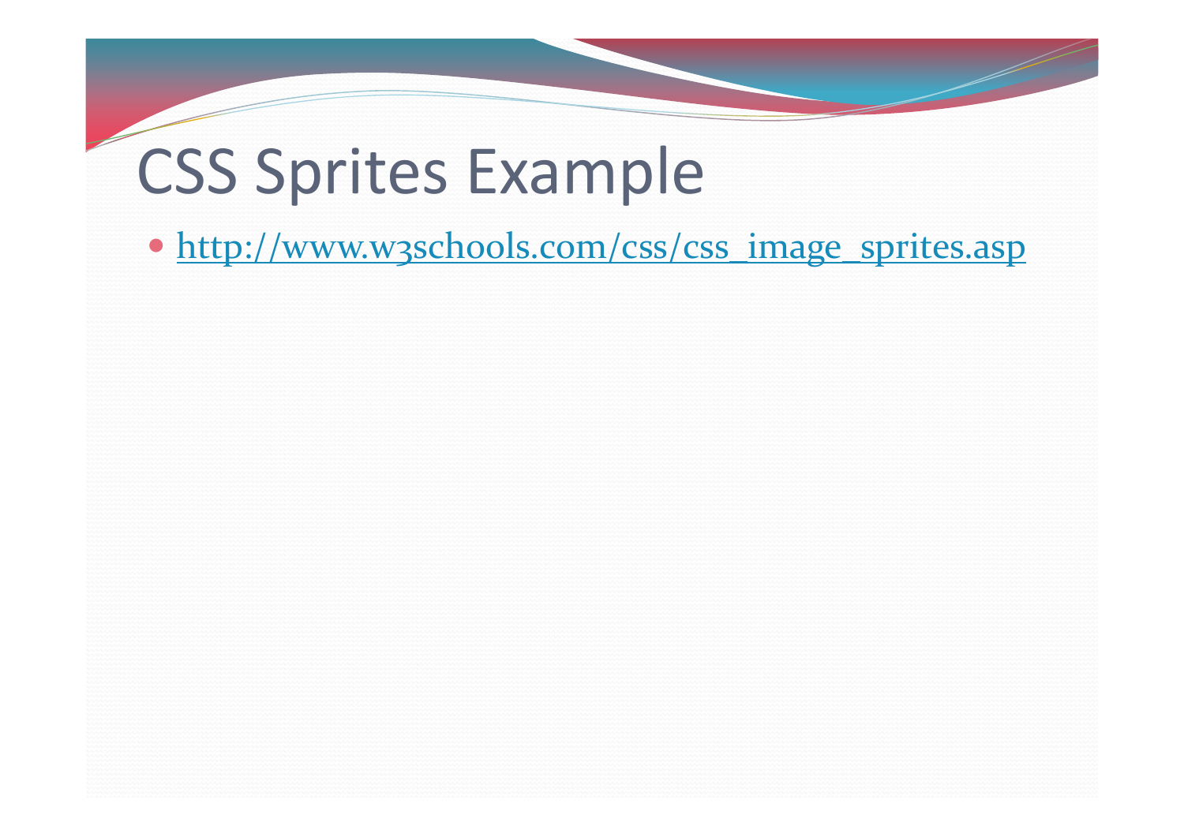# CSS Sprites Example

- http://www.w3schools.com/css/css_image_sprites.asp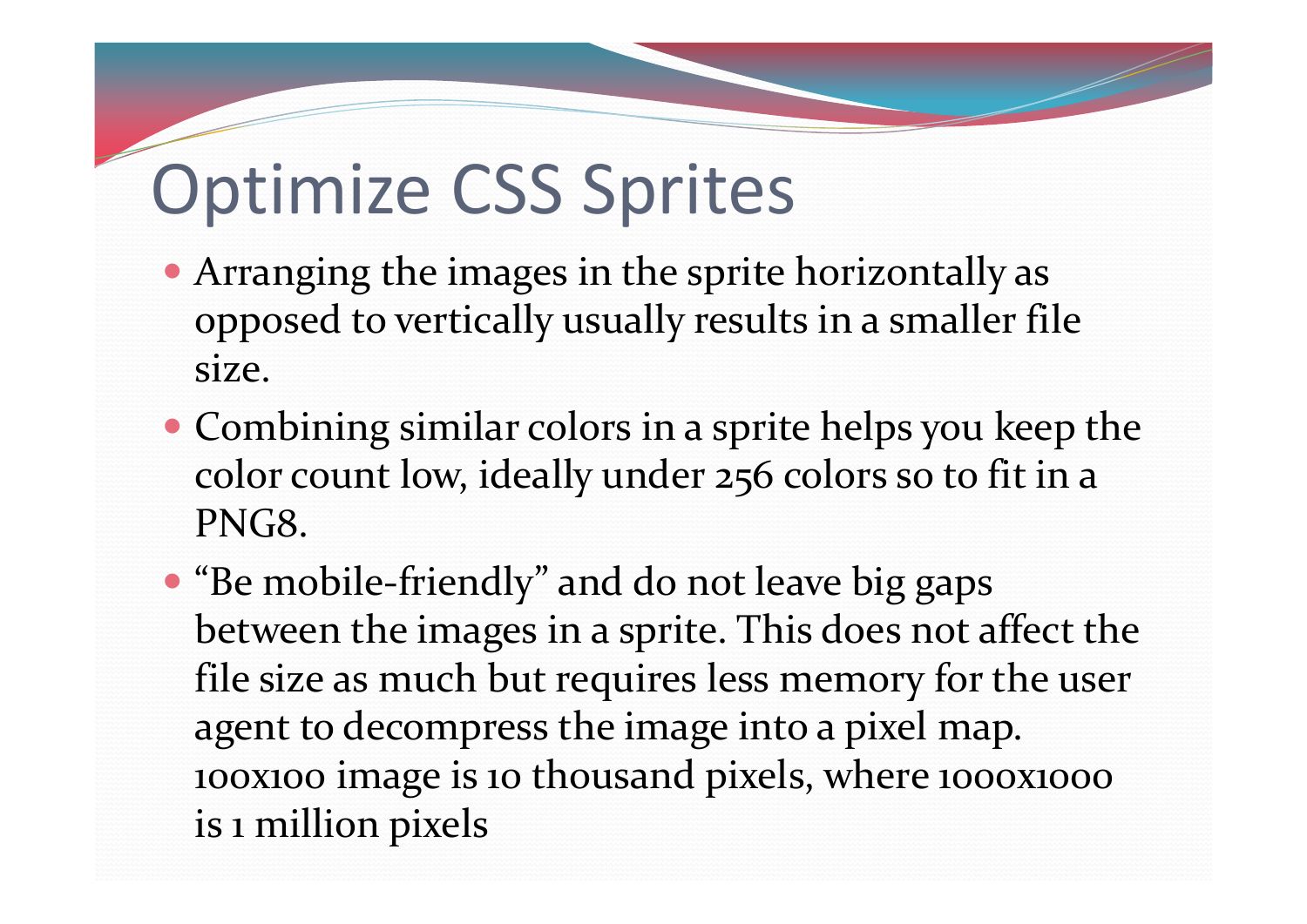# Optimize CSS Sprites

- Arranging the images in the sprite horizontally as opposed to vertically usually results in a smaller file size.
- Combining similar colors in a sprite helps you keep the color count low, ideally under 256 colors so to fit in a PNG8.
- "Be mobile-friendly" and do not leave big gaps between the images in a sprite. This does not affect the file size as much but requires less memory for the user agent to decompress the image into a pixel map. 100x100 image is 10 thousand pixels, where 1000x1000 is 1 million pixels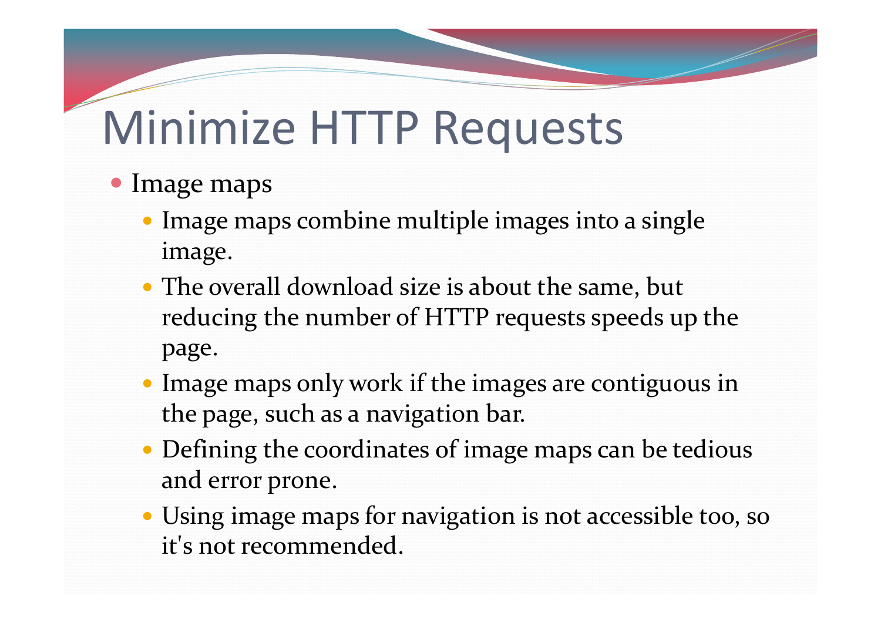# Minimize HTTP Requests

- Image maps
  - Image maps combine multiple images into a single image.
  - The overall download size is about the same, but reducing the number of HTTP requests speeds up the page.
  - Image maps only work if the images are contiguous in the page, such as a navigation bar.
  - Defining the coordinates of image maps can be tedious and error prone.
  - Using image maps for navigation is not accessible too, so it's not recommended.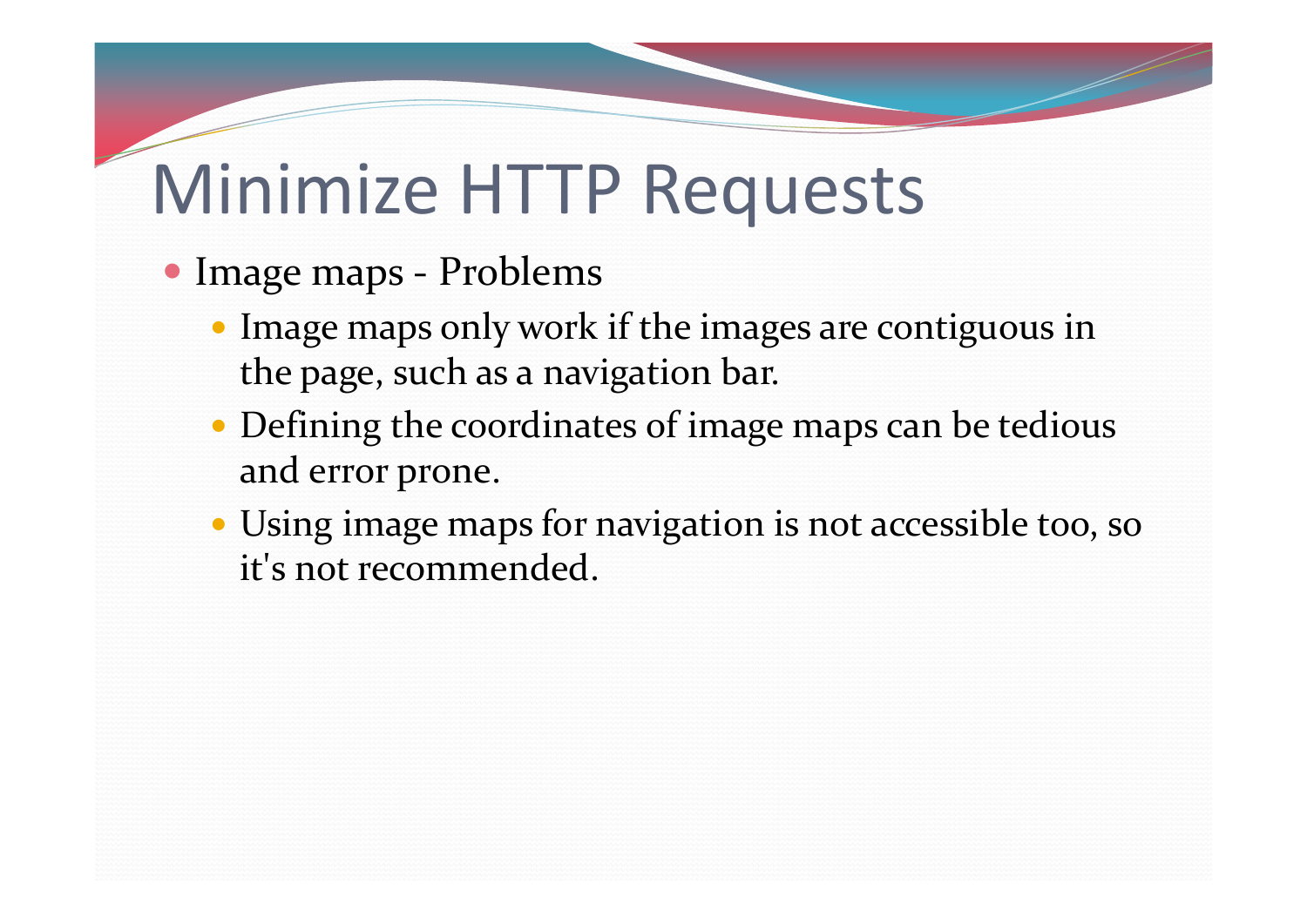# Minimize HTTP Requests

- Image maps - Problems
  - Image maps only work if the images are contiguous in the page, such as a navigation bar.
  - Defining the coordinates of image maps can be tedious and error prone.
  - Using image maps for navigation is not accessible too, so it's not recommended.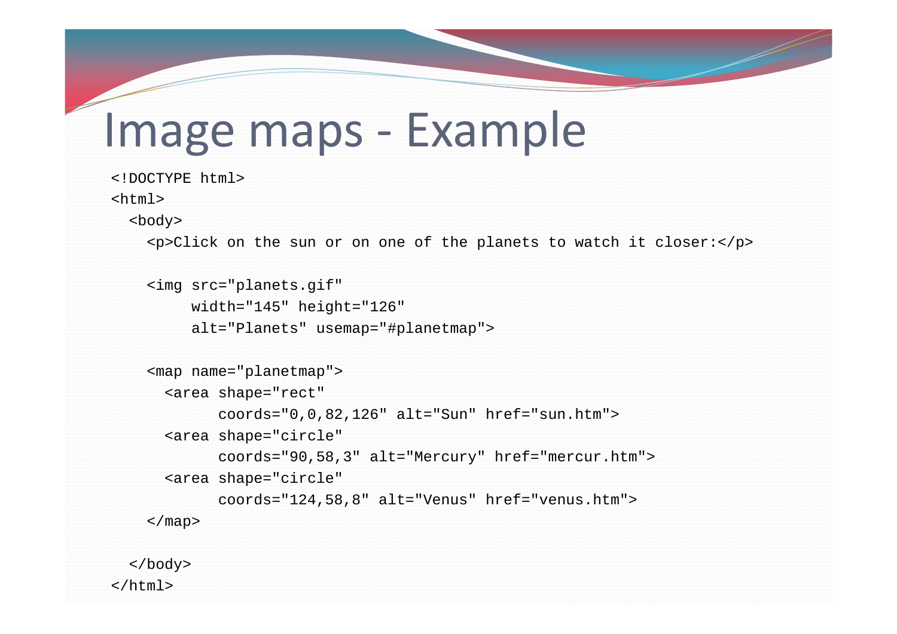# Image maps - Example

```
<!DOCTYPE html>
<html>
  <body>
    <p>Click on the sun or on one of the planets to watch it closer:</p>

    <img src="planets.gif"
         width="145" height="126"
         alt="Planets" usemap="#planetmap">

    <map name="planetmap">
      <area shape="rect"
            coords="0,0,82,126" alt="Sun" href="sun.htm">
      <area shape="circle"
            coords="90,58,3" alt="Mercury" href="mercur.htm">
      <area shape="circle"
            coords="124,58,8" alt="Venus" href="venus.htm">
    </map>

  </body>
</html>
```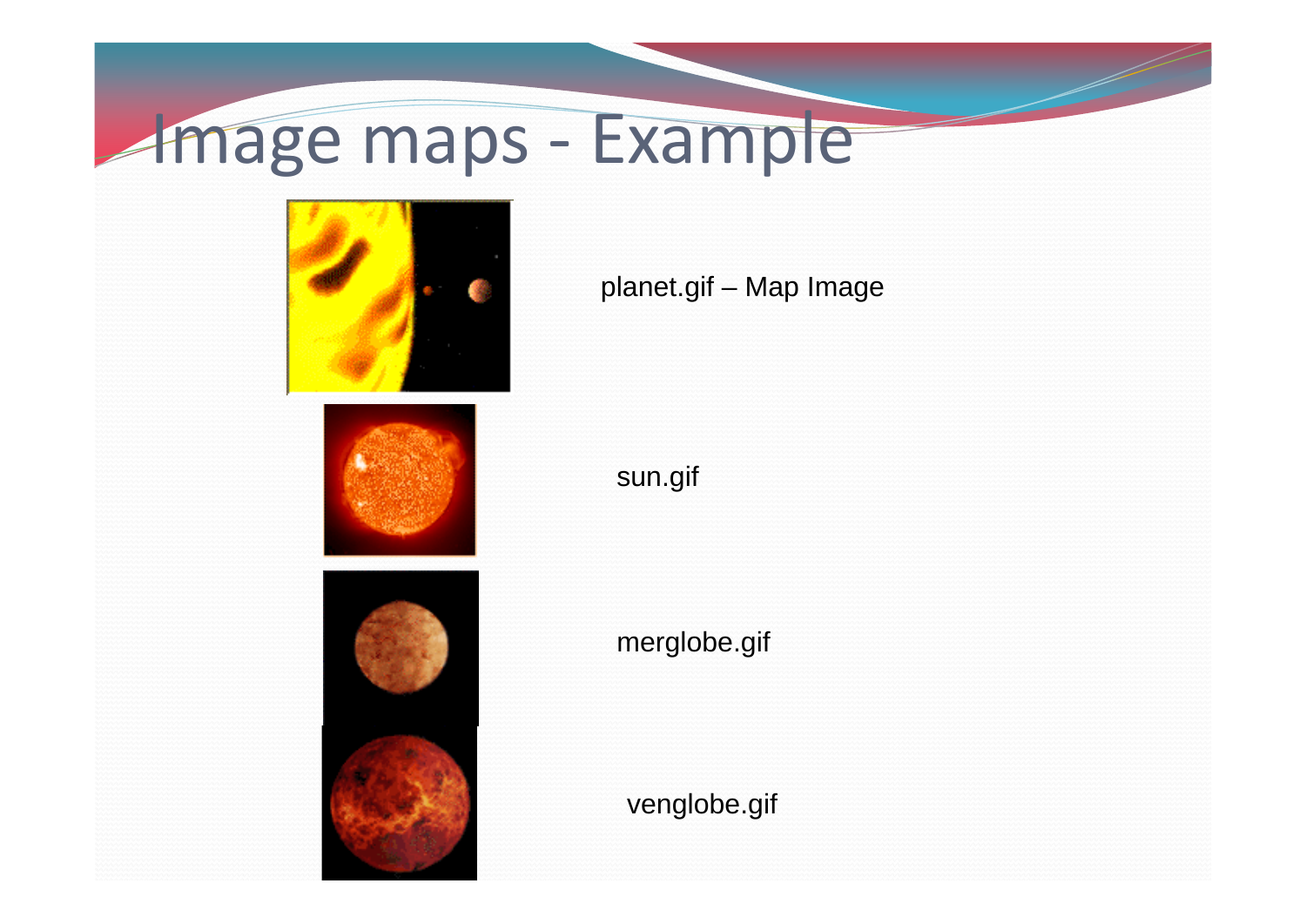# Image maps - Example

planet.gif – Map Image

sun.gif

merglobe.gif

venglobe.gif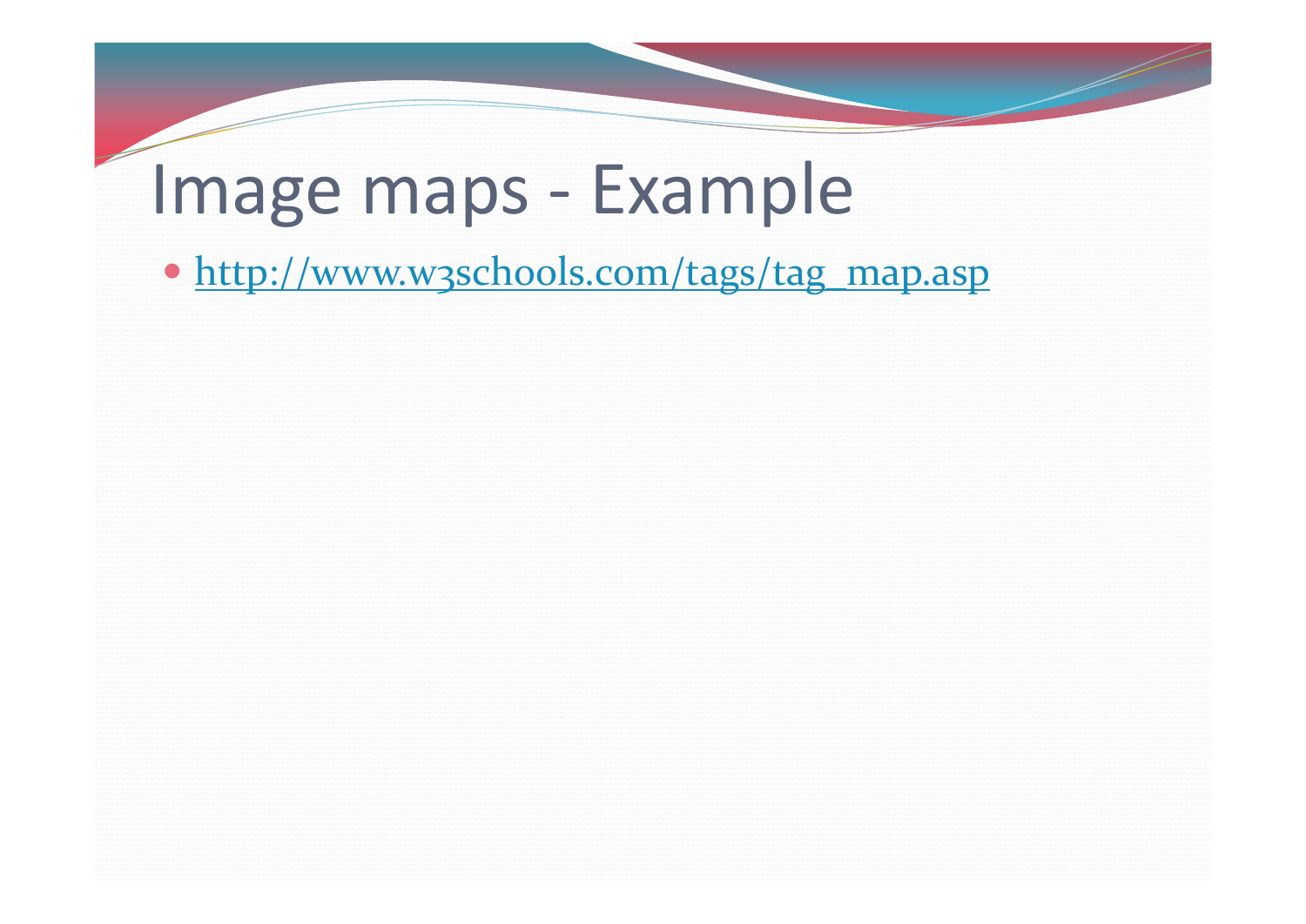# Image maps - Example

- http://www.w3schools.com/tags/tag_map.asp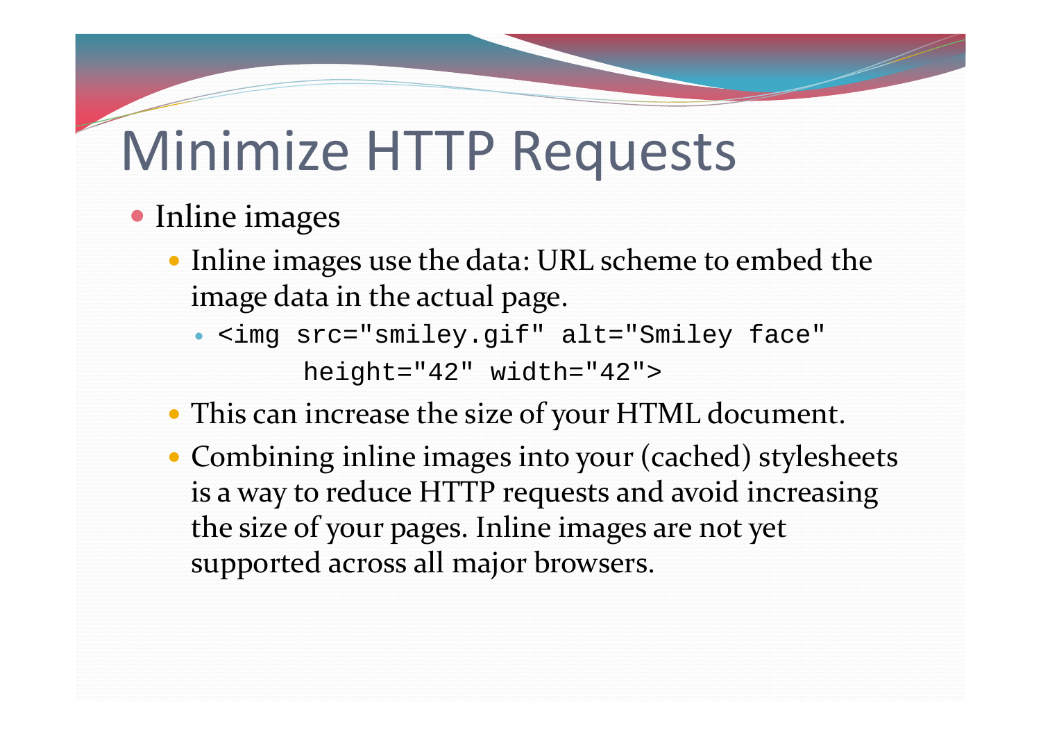# Minimize HTTP Requests

- Inline images
  - Inline images use the data: URL scheme to embed the image data in the actual page.
    - ```
      <img src="smiley.gif" alt="Smiley face"
              height="42" width="42">
      ```
  - This can increase the size of your HTML document.
  - Combining inline images into your (cached) stylesheets is a way to reduce HTTP requests and avoid increasing the size of your pages. Inline images are not yet supported across all major browsers.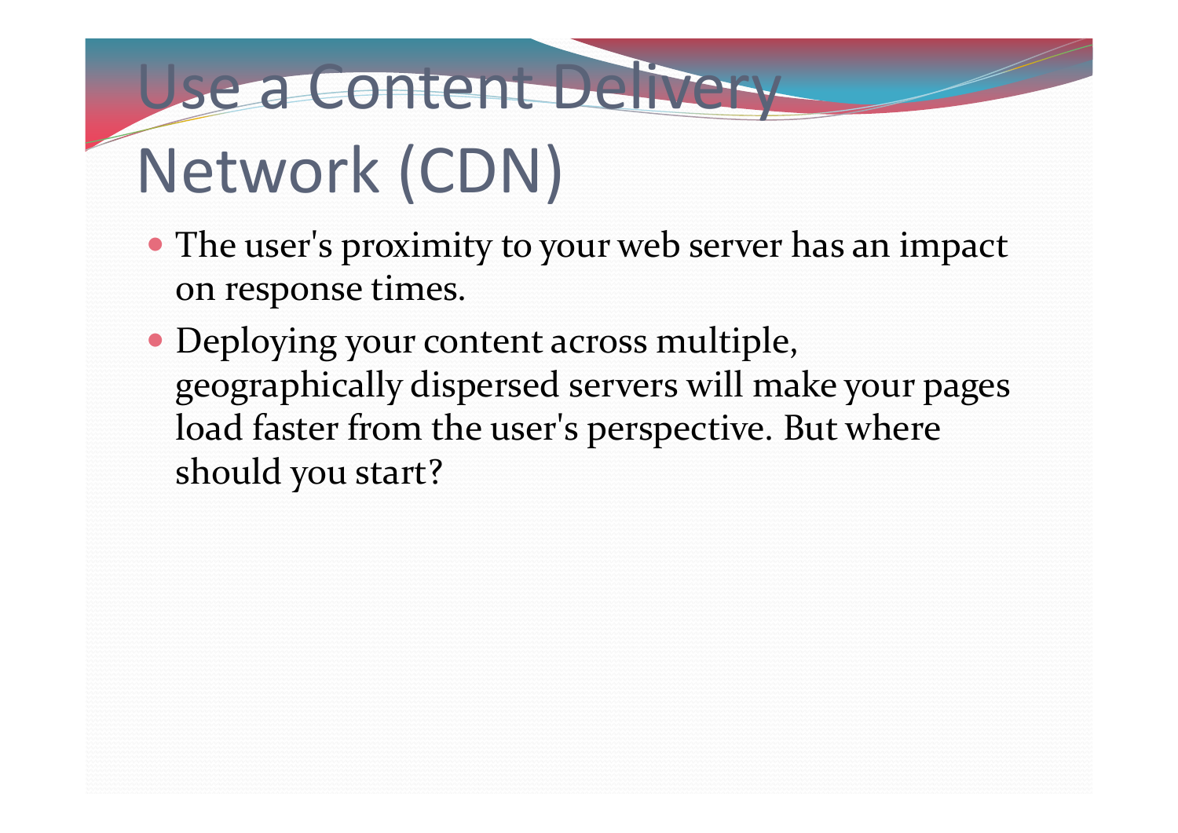# Use a Content Delivery Network (CDN)

- The user's proximity to your web server has an impact on response times.
- Deploying your content across multiple, geographically dispersed servers will make your pages load faster from the user's perspective. But where should you start?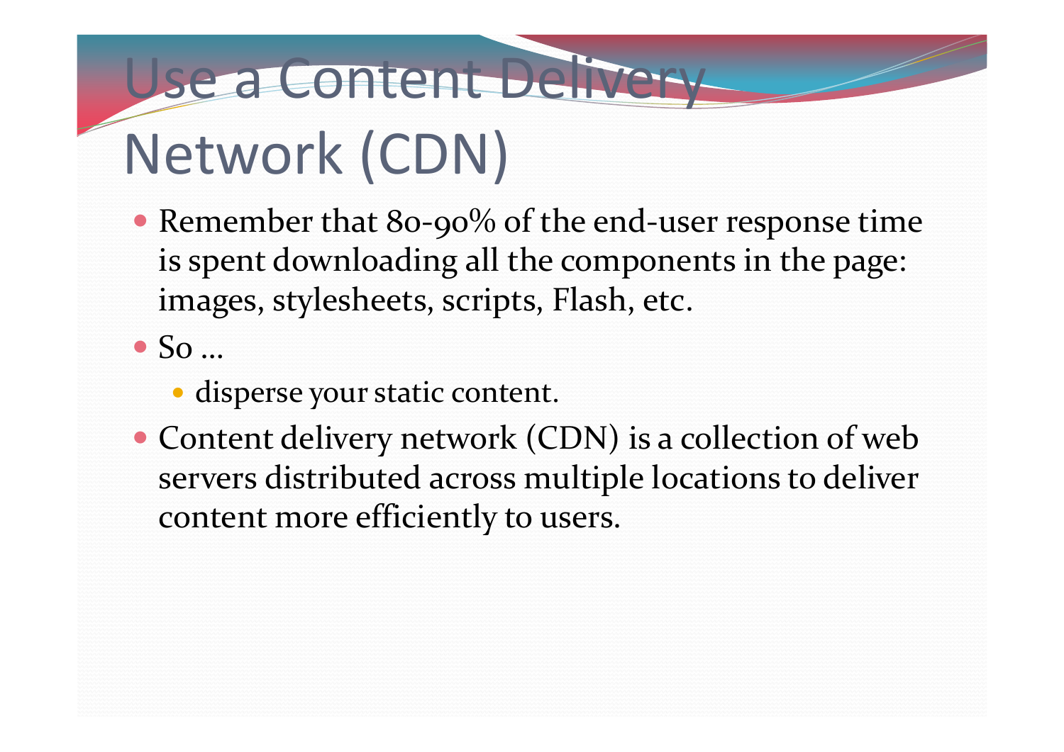# Use a Content Delivery Network (CDN)

- Remember that 80-90% of the end-user response time is spent downloading all the components in the page: images, stylesheets, scripts, Flash, etc.
- So …
  - disperse your static content.
- Content delivery network (CDN) is a collection of web servers distributed across multiple locations to deliver content more efficiently to users.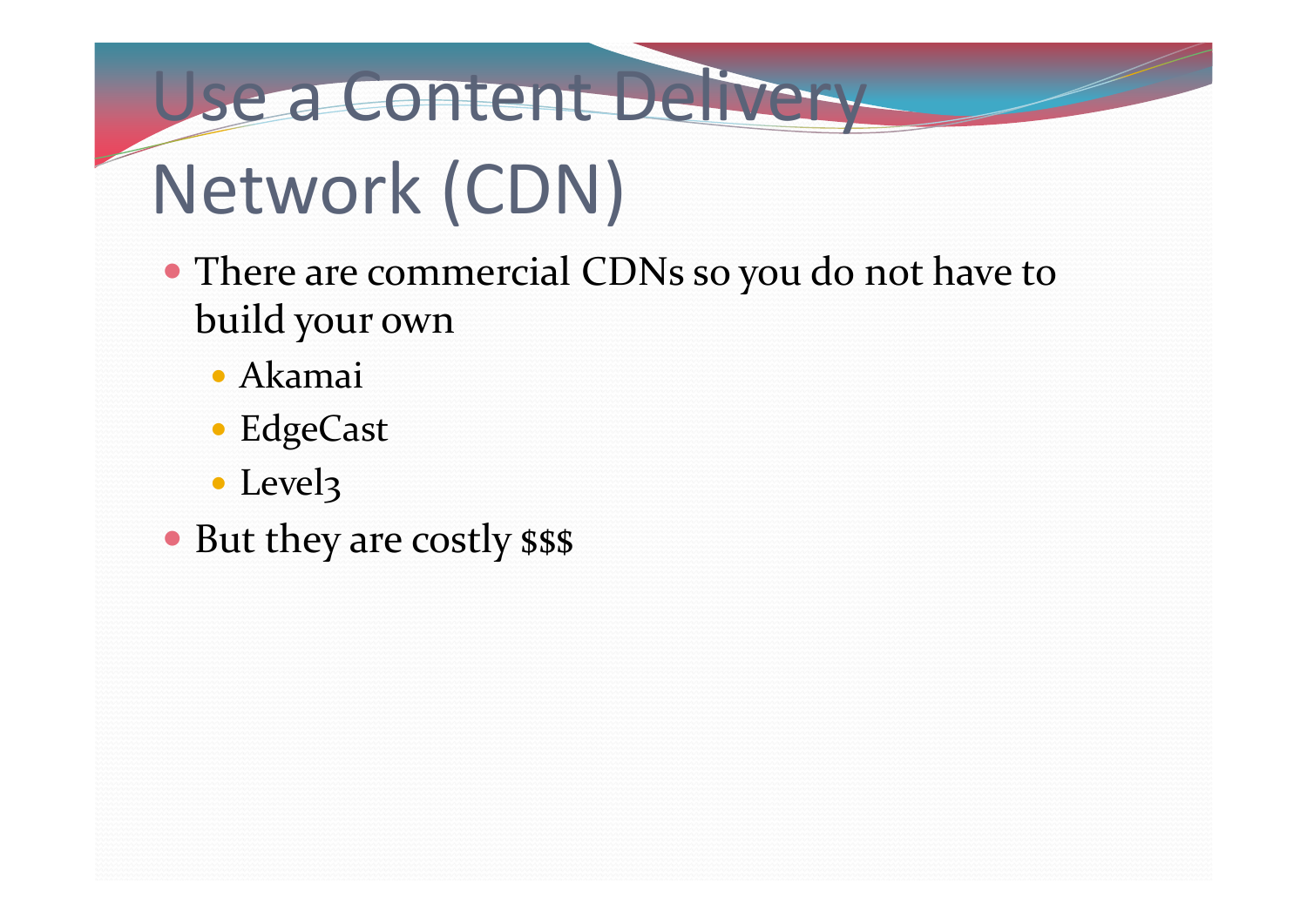# Use a Content Delivery Network (CDN)

- There are commercial CDNs so you do not have to build your own
  - Akamai
  - EdgeCast
  - Level3
- But they are costly $$$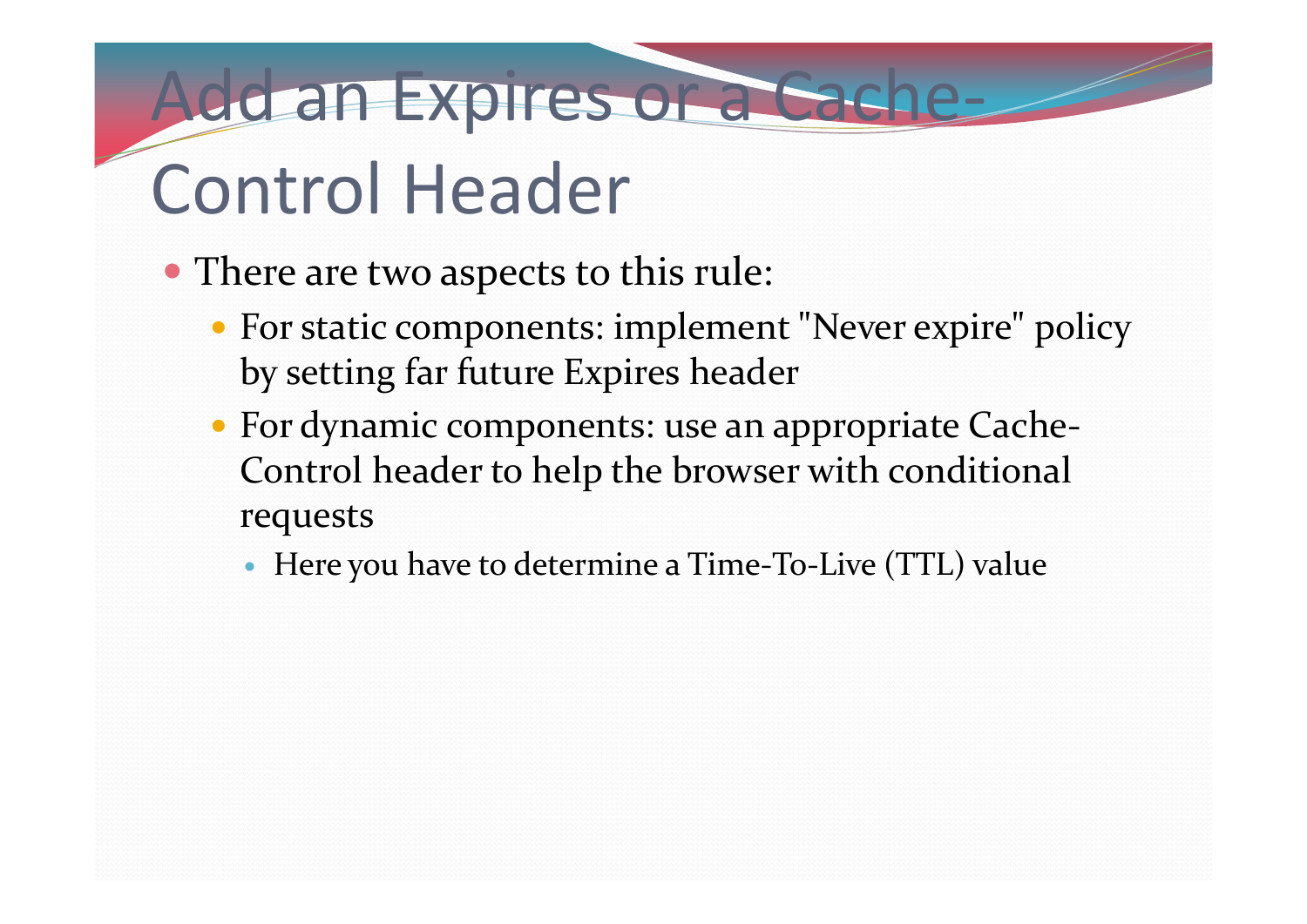# Add an Expires or a Cache-Control Header

- There are two aspects to this rule:
  - For static components: implement "Never expire" policy by setting far future Expires header
  - For dynamic components: use an appropriate Cache-Control header to help the browser with conditional requests
    - Here you have to determine a Time-To-Live (TTL) value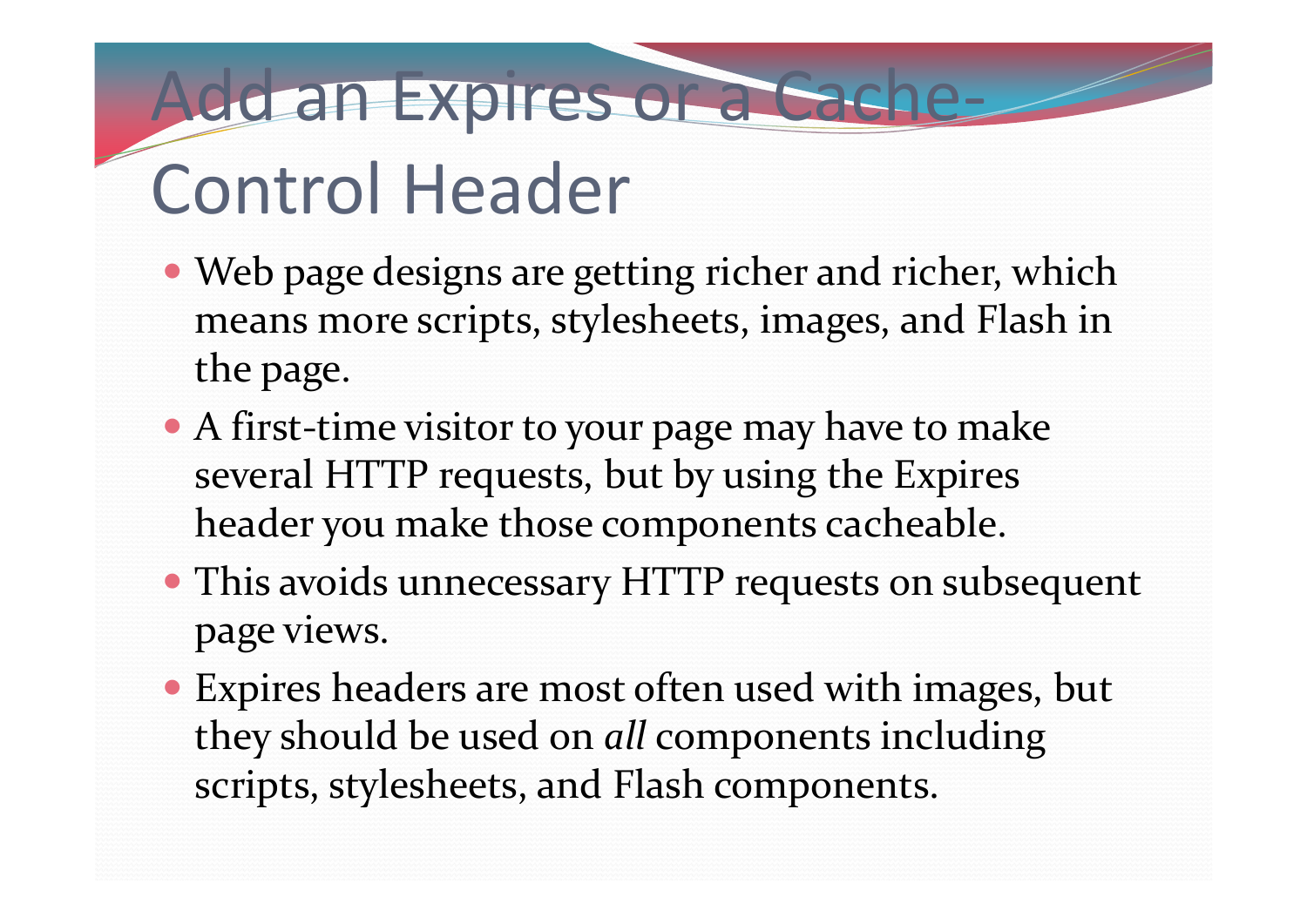# Add an Expires or a Cache-Control Header

- Web page designs are getting richer and richer, which means more scripts, stylesheets, images, and Flash in the page.
- A first-time visitor to your page may have to make several HTTP requests, but by using the Expires header you make those components cacheable.
- This avoids unnecessary HTTP requests on subsequent page views.
- Expires headers are most often used with images, but they should be used on *all* components including scripts, stylesheets, and Flash components.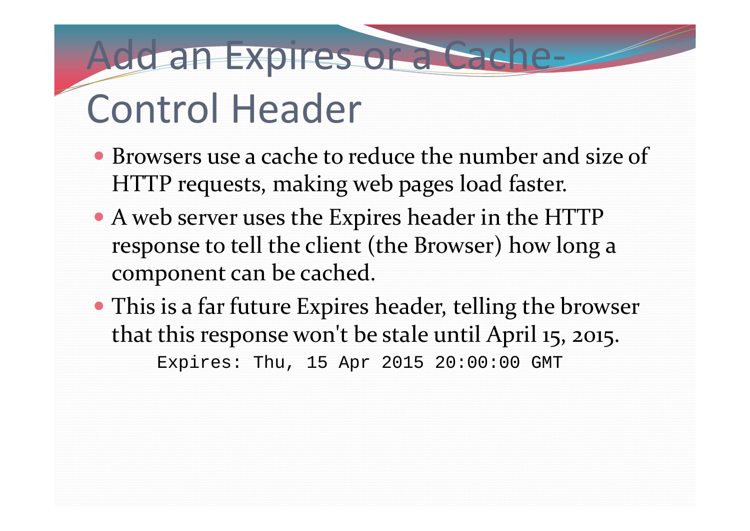# Add an Expires or a Cache-Control Header

- Browsers use a cache to reduce the number and size of HTTP requests, making web pages load faster.
- A web server uses the Expires header in the HTTP response to tell the client (the Browser) how long a component can be cached.
- This is a far future Expires header, telling the browser that this response won't be stale until April 15, 2015.

```
Expires: Thu, 15 Apr 2015 20:00:00 GMT
```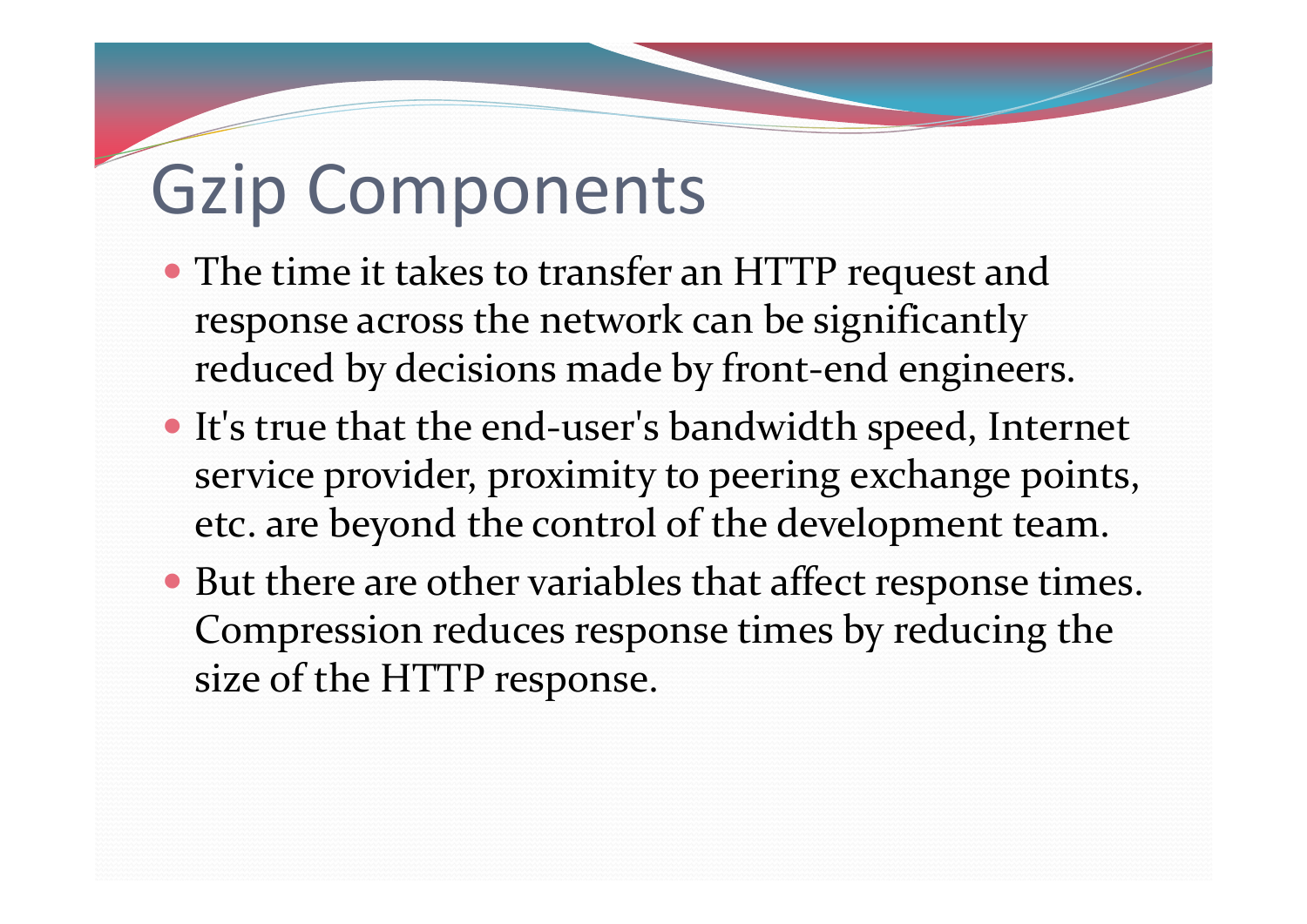# Gzip Components

- The time it takes to transfer an HTTP request and response across the network can be significantly reduced by decisions made by front-end engineers.
- It's true that the end-user's bandwidth speed, Internet service provider, proximity to peering exchange points, etc. are beyond the control of the development team.
- But there are other variables that affect response times. Compression reduces response times by reducing the size of the HTTP response.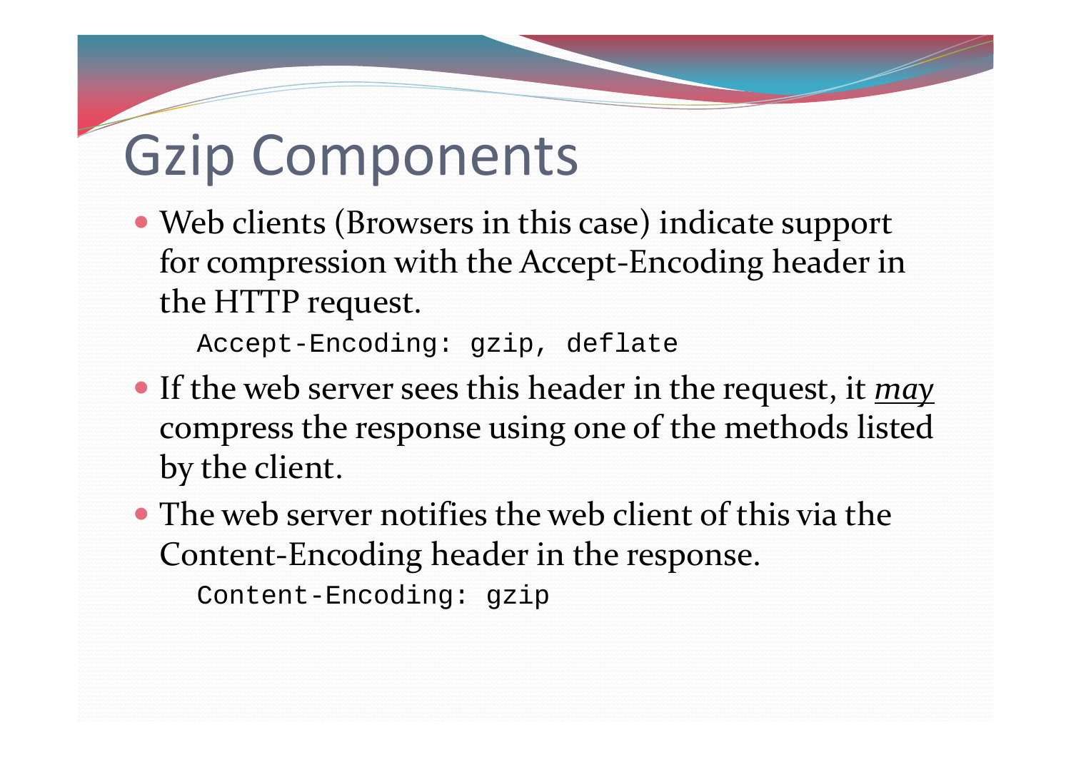# Gzip Components

- Web clients (Browsers in this case) indicate support for compression with the Accept-Encoding header in the HTTP request.

```
Accept-Encoding: gzip, deflate
```

- If the web server sees this header in the request, it *may* compress the response using one of the methods listed by the client.
- The web server notifies the web client of this via the Content-Encoding header in the response.

```
Content-Encoding: gzip
```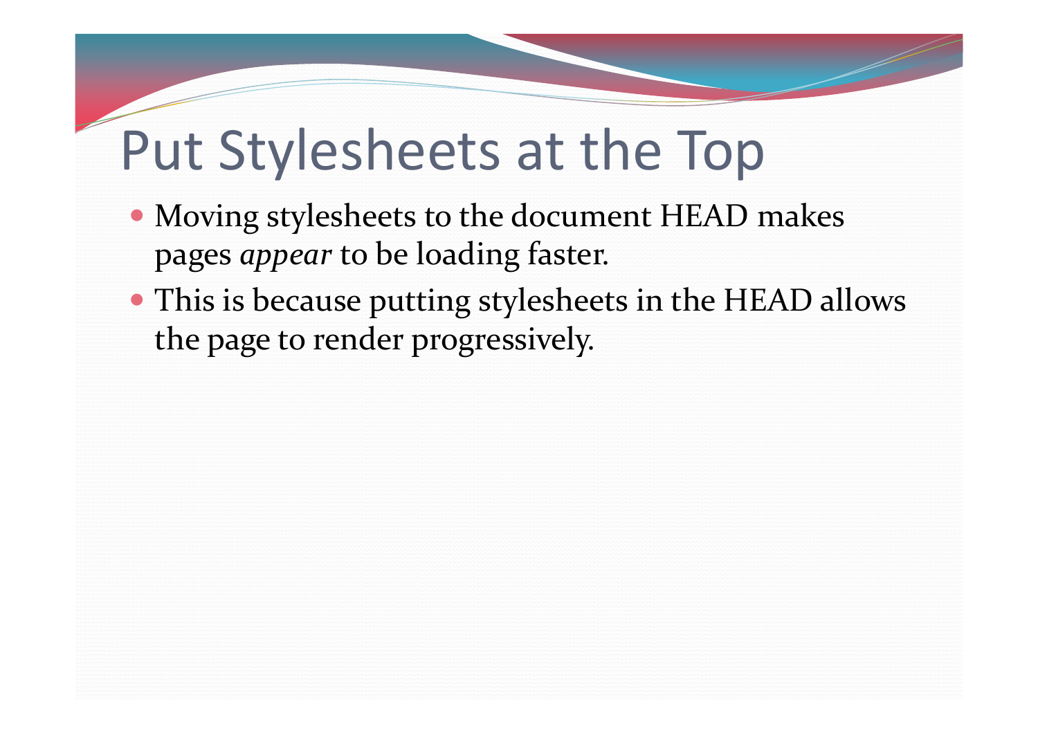# Put Stylesheets at the Top

- Moving stylesheets to the document HEAD makes pages *appear* to be loading faster.
- This is because putting stylesheets in the HEAD allows the page to render progressively.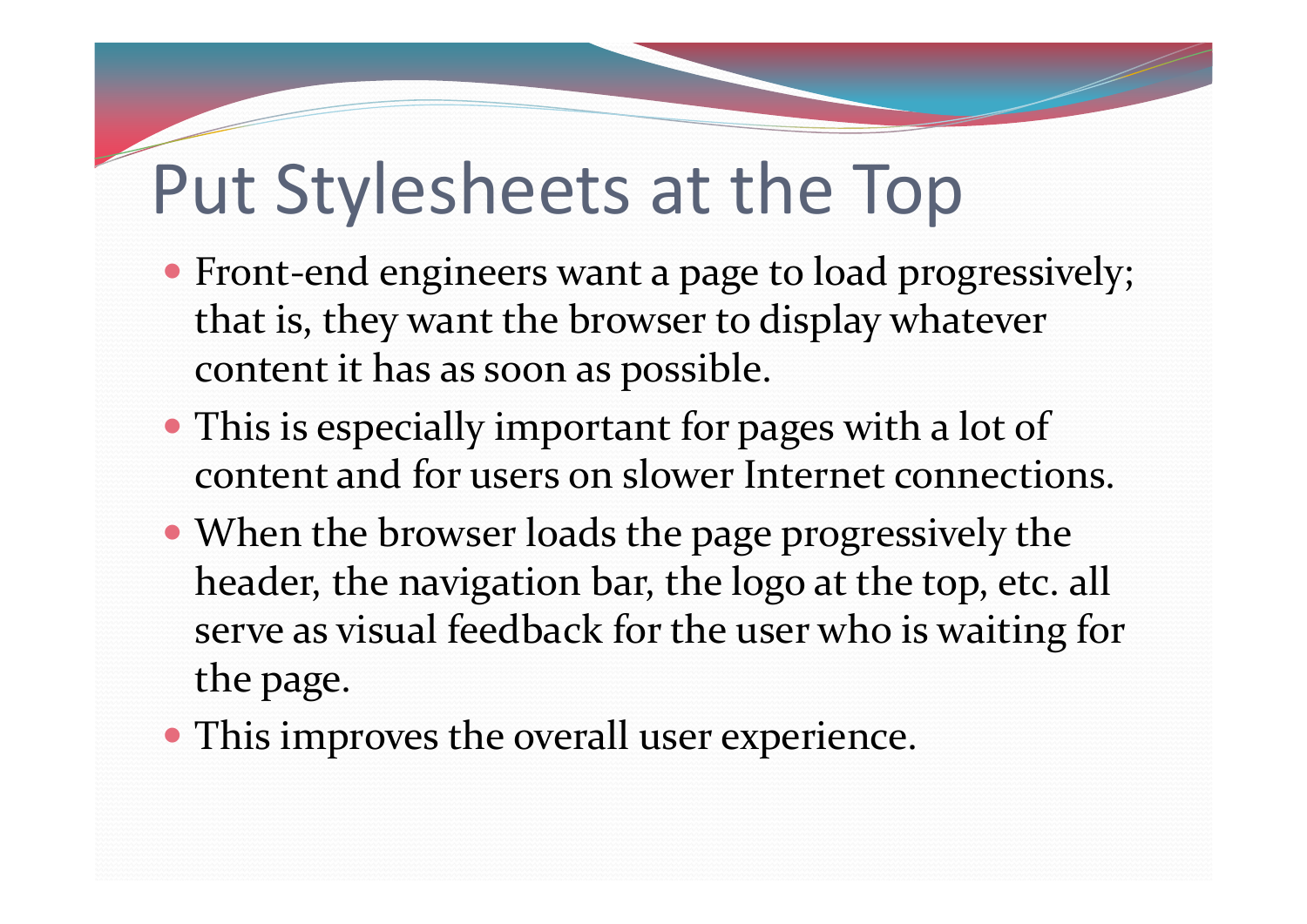# Put Stylesheets at the Top

- Front-end engineers want a page to load progressively; that is, they want the browser to display whatever content it has as soon as possible.
- This is especially important for pages with a lot of content and for users on slower Internet connections.
- When the browser loads the page progressively the header, the navigation bar, the logo at the top, etc. all serve as visual feedback for the user who is waiting for the page.
- This improves the overall user experience.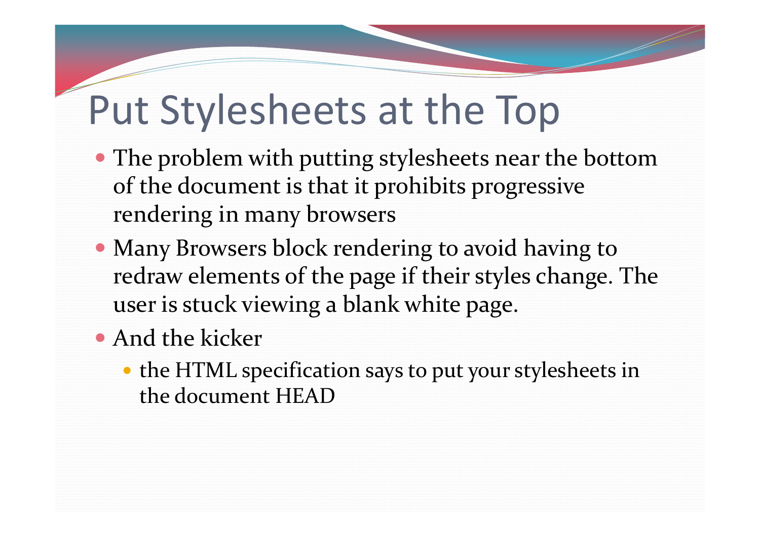# Put Stylesheets at the Top

- The problem with putting stylesheets near the bottom of the document is that it prohibits progressive rendering in many browsers
- Many Browsers block rendering to avoid having to redraw elements of the page if their styles change. The user is stuck viewing a blank white page.
- And the kicker
  - the HTML specification says to put your stylesheets in the document HEAD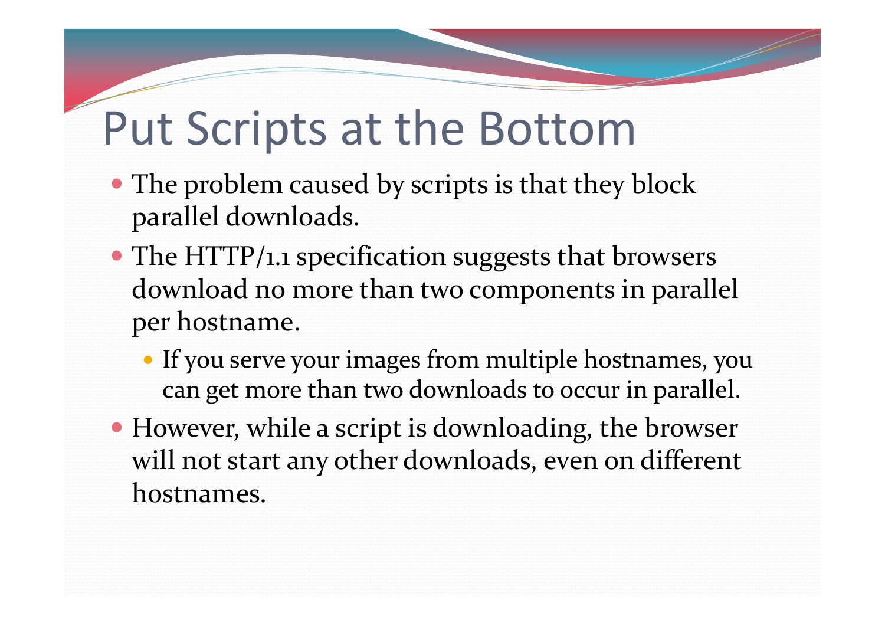# Put Scripts at the Bottom

- The problem caused by scripts is that they block parallel downloads.
- The HTTP/1.1 specification suggests that browsers download no more than two components in parallel per hostname.
  - If you serve your images from multiple hostnames, you can get more than two downloads to occur in parallel.
- However, while a script is downloading, the browser will not start any other downloads, even on different hostnames.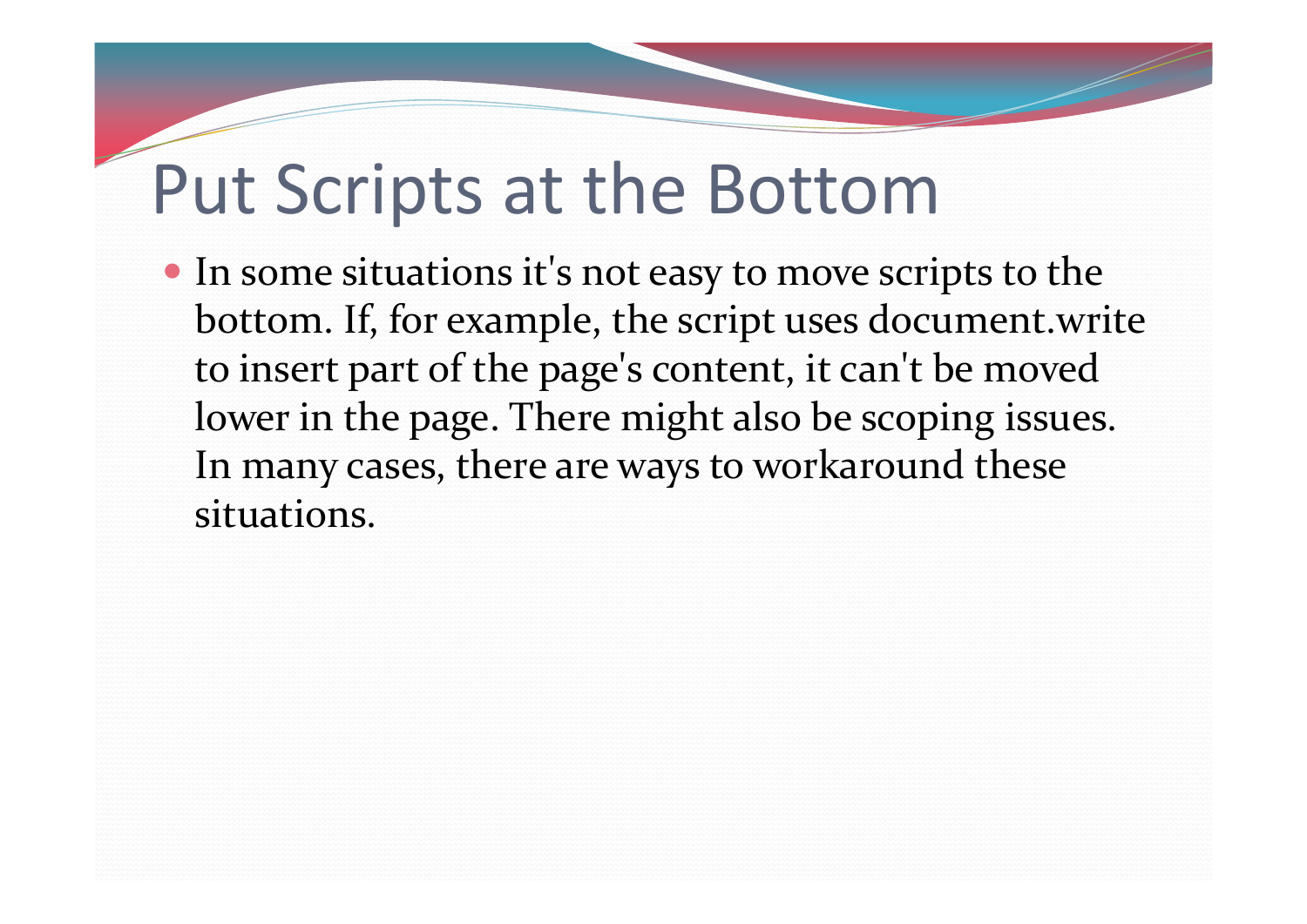# Put Scripts at the Bottom

- In some situations it's not easy to move scripts to the bottom. If, for example, the script uses document.write to insert part of the page's content, it can't be moved lower in the page. There might also be scoping issues. In many cases, there are ways to workaround these situations.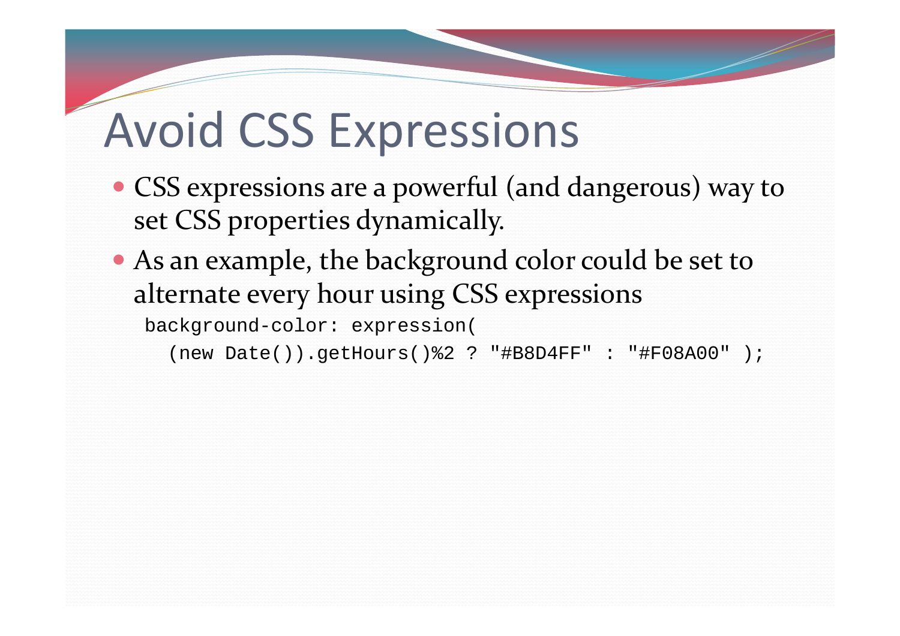# Avoid CSS Expressions

- CSS expressions are a powerful (and dangerous) way to set CSS properties dynamically.
- As an example, the background color could be set to alternate every hour using CSS expressions

```
background-color: expression(
  (new Date()).getHours()%2 ? "#B8D4FF" : "#F08A00" );
```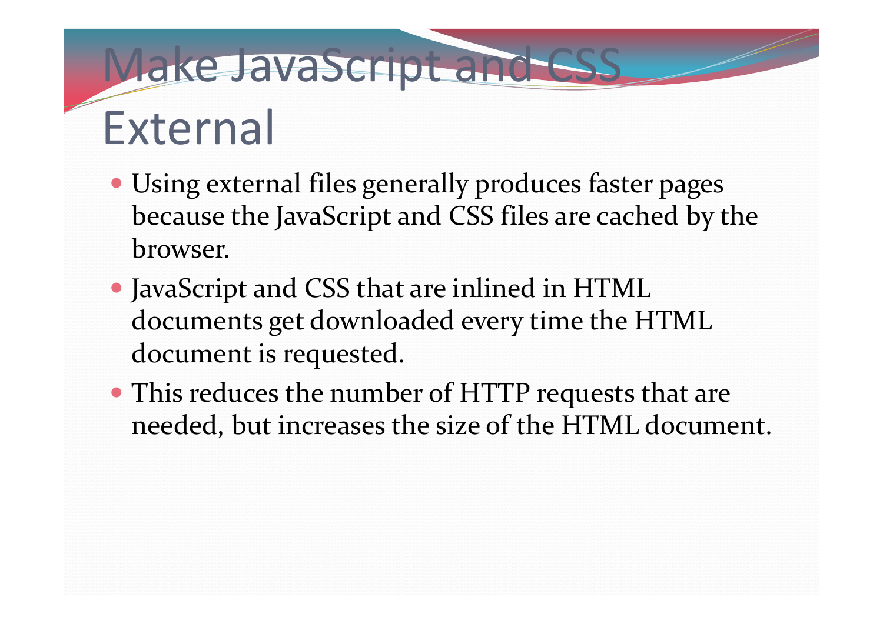# Make JavaScript and CSS External

- Using external files generally produces faster pages because the JavaScript and CSS files are cached by the browser.
- JavaScript and CSS that are inlined in HTML documents get downloaded every time the HTML document is requested.
- This reduces the number of HTTP requests that are needed, but increases the size of the HTML document.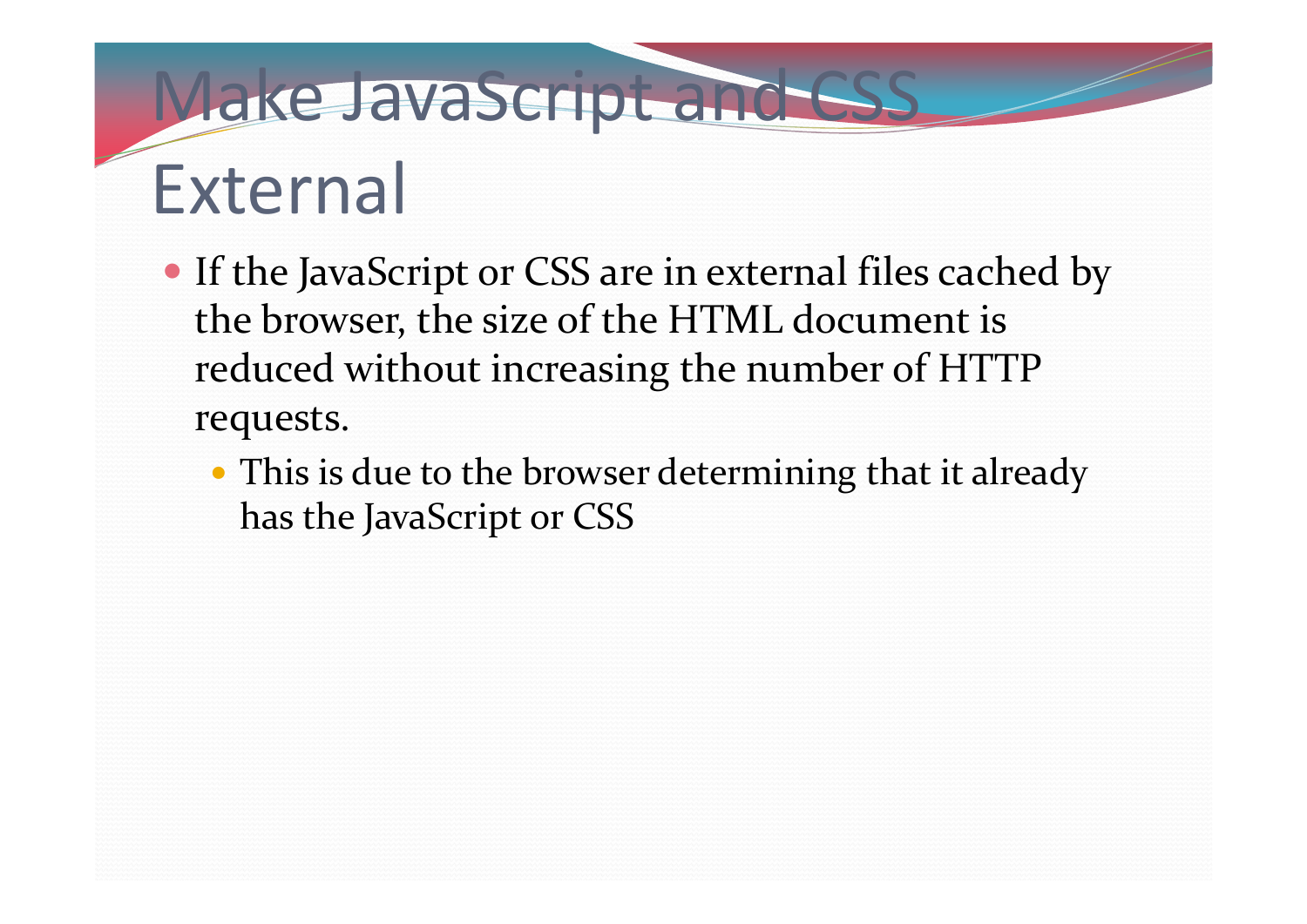# Make JavaScript and CSS External

- If the JavaScript or CSS are in external files cached by the browser, the size of the HTML document is reduced without increasing the number of HTTP requests.
  - This is due to the browser determining that it already has the JavaScript or CSS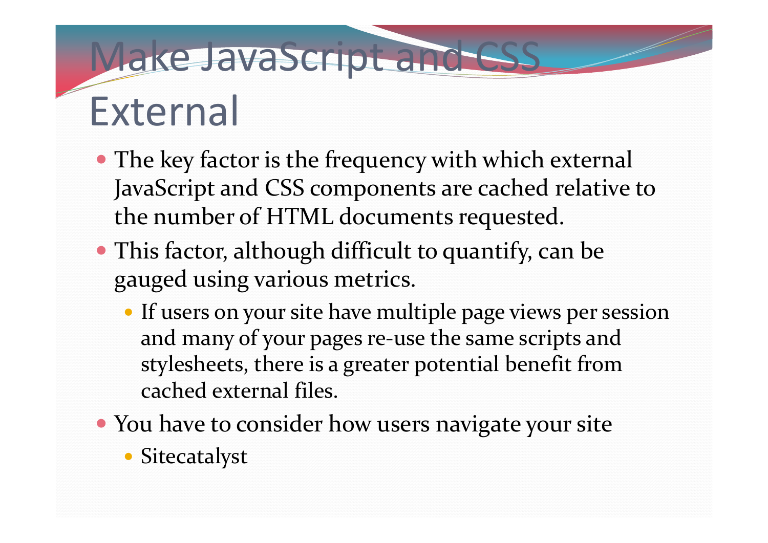# Make JavaScript and CSS External

- The key factor is the frequency with which external JavaScript and CSS components are cached relative to the number of HTML documents requested.
- This factor, although difficult to quantify, can be gauged using various metrics.
  - If users on your site have multiple page views per session and many of your pages re-use the same scripts and stylesheets, there is a greater potential benefit from cached external files.
- You have to consider how users navigate your site
  - Sitecatalyst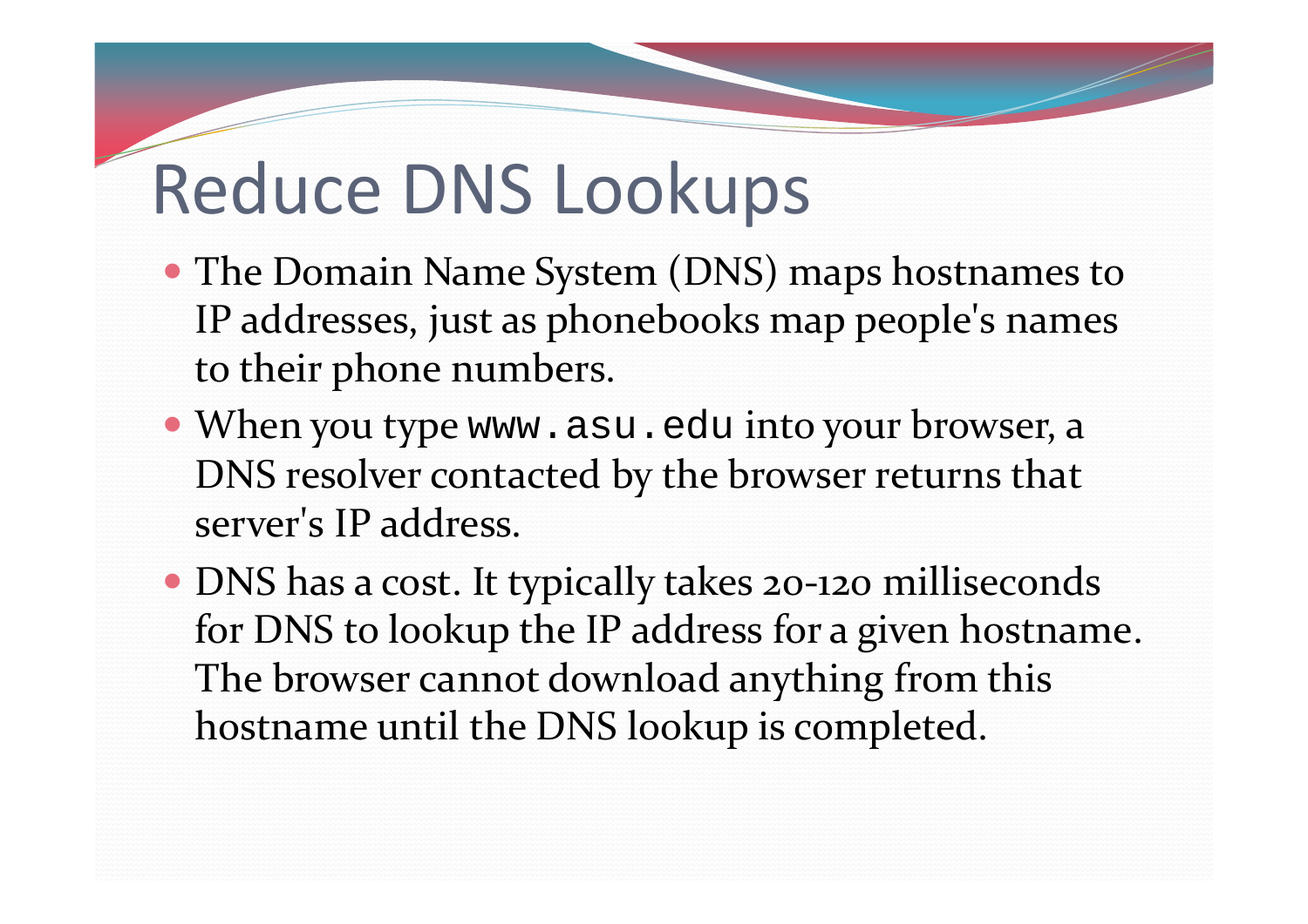# Reduce DNS Lookups

- The Domain Name System (DNS) maps hostnames to IP addresses, just as phonebooks map people's names to their phone numbers.
- When you type `www.asu.edu` into your browser, a DNS resolver contacted by the browser returns that server's IP address.
- DNS has a cost. It typically takes 20-120 milliseconds for DNS to lookup the IP address for a given hostname. The browser cannot download anything from this hostname until the DNS lookup is completed.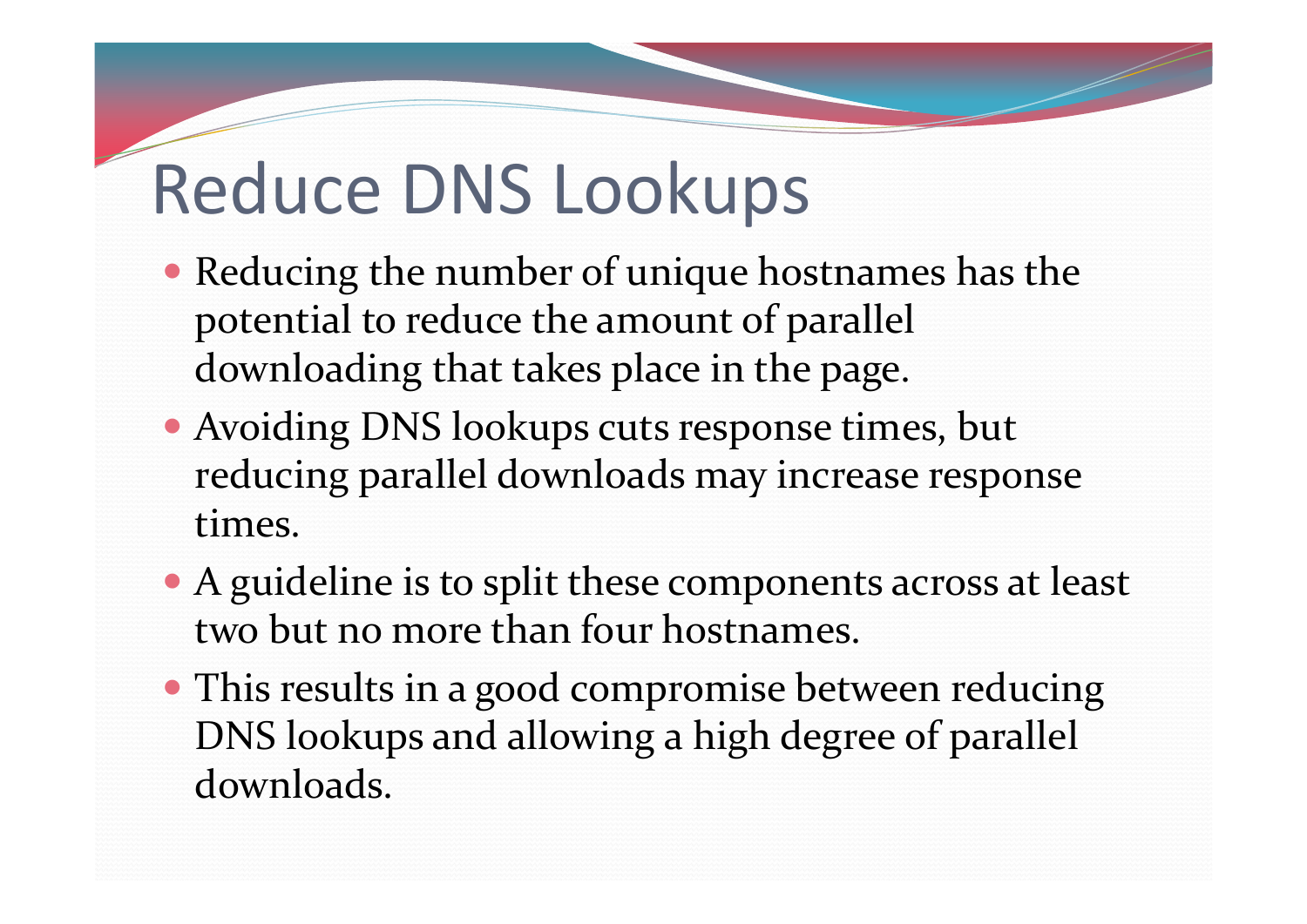# Reduce DNS Lookups

- Reducing the number of unique hostnames has the potential to reduce the amount of parallel downloading that takes place in the page.
- Avoiding DNS lookups cuts response times, but reducing parallel downloads may increase response times.
- A guideline is to split these components across at least two but no more than four hostnames.
- This results in a good compromise between reducing DNS lookups and allowing a high degree of parallel downloads.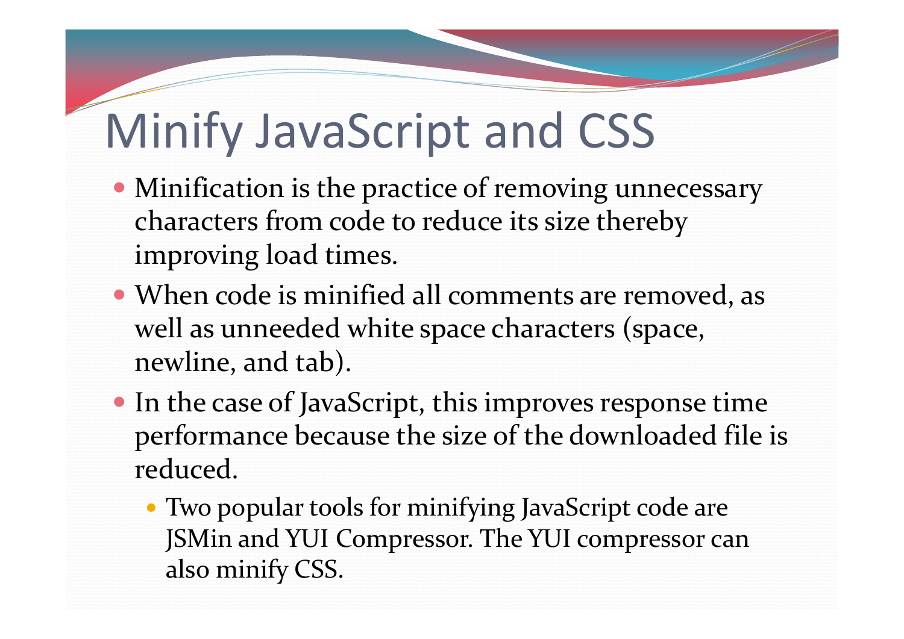# Minify JavaScript and CSS

- Minification is the practice of removing unnecessary characters from code to reduce its size thereby improving load times.
- When code is minified all comments are removed, as well as unneeded white space characters (space, newline, and tab).
- In the case of JavaScript, this improves response time performance because the size of the downloaded file is reduced.
  - Two popular tools for minifying JavaScript code are JSMin and YUI Compressor. The YUI compressor can also minify CSS.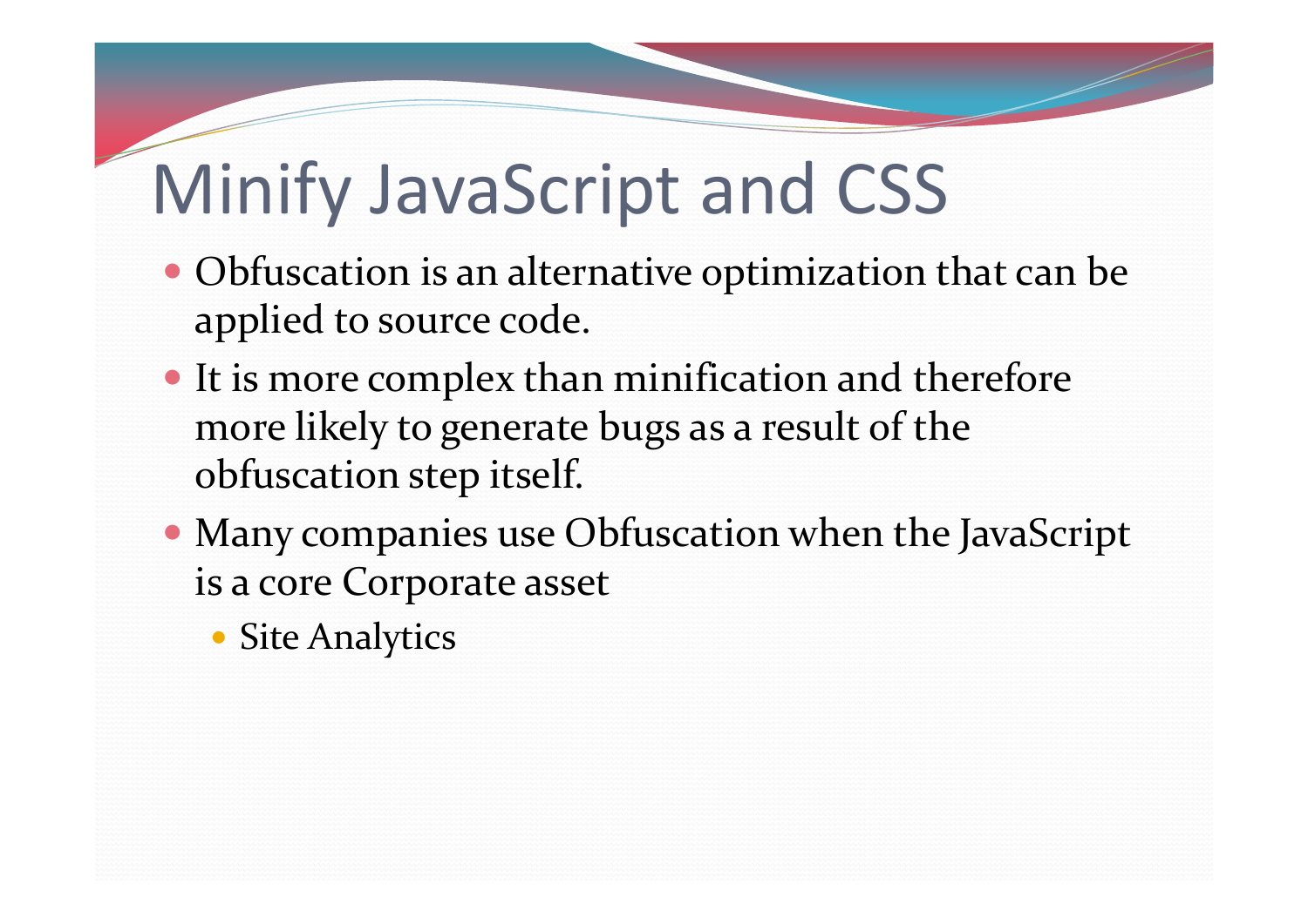# Minify JavaScript and CSS

- Obfuscation is an alternative optimization that can be applied to source code.
- It is more complex than minification and therefore more likely to generate bugs as a result of the obfuscation step itself.
- Many companies use Obfuscation when the JavaScript is a core Corporate asset
  - Site Analytics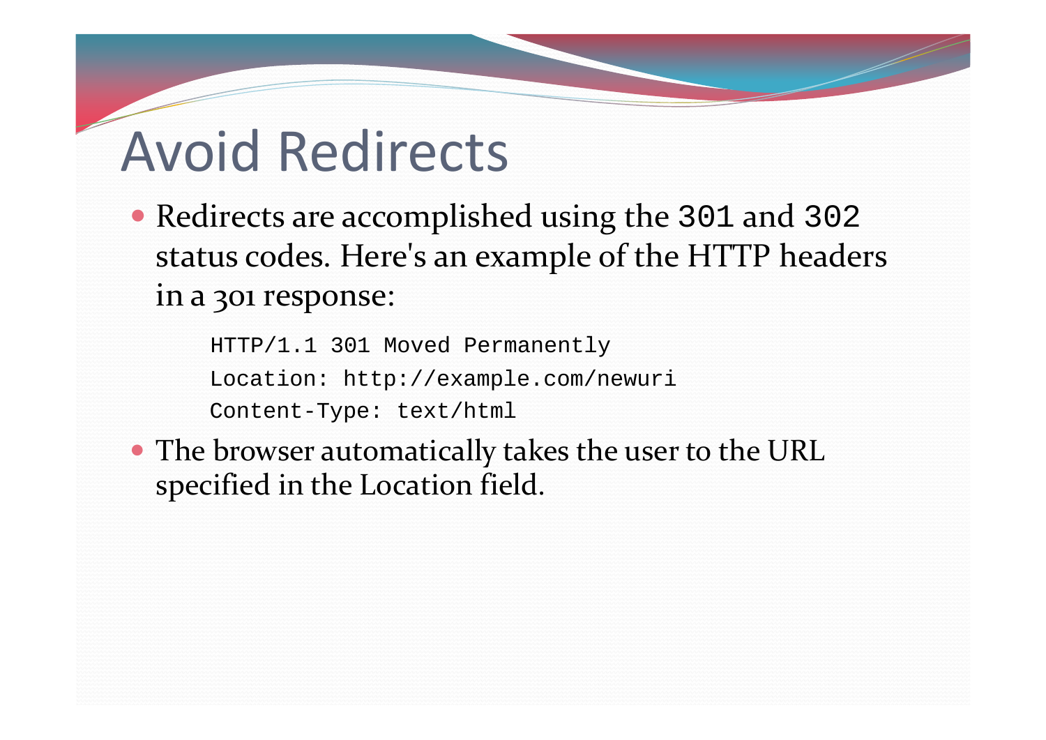# Avoid Redirects

- Redirects are accomplished using the `301` and `302` status codes. Here's an example of the HTTP headers in a 301 response:

```
HTTP/1.1 301 Moved Permanently
Location: http://example.com/newuri
Content-Type: text/html
```

- The browser automatically takes the user to the URL specified in the Location field.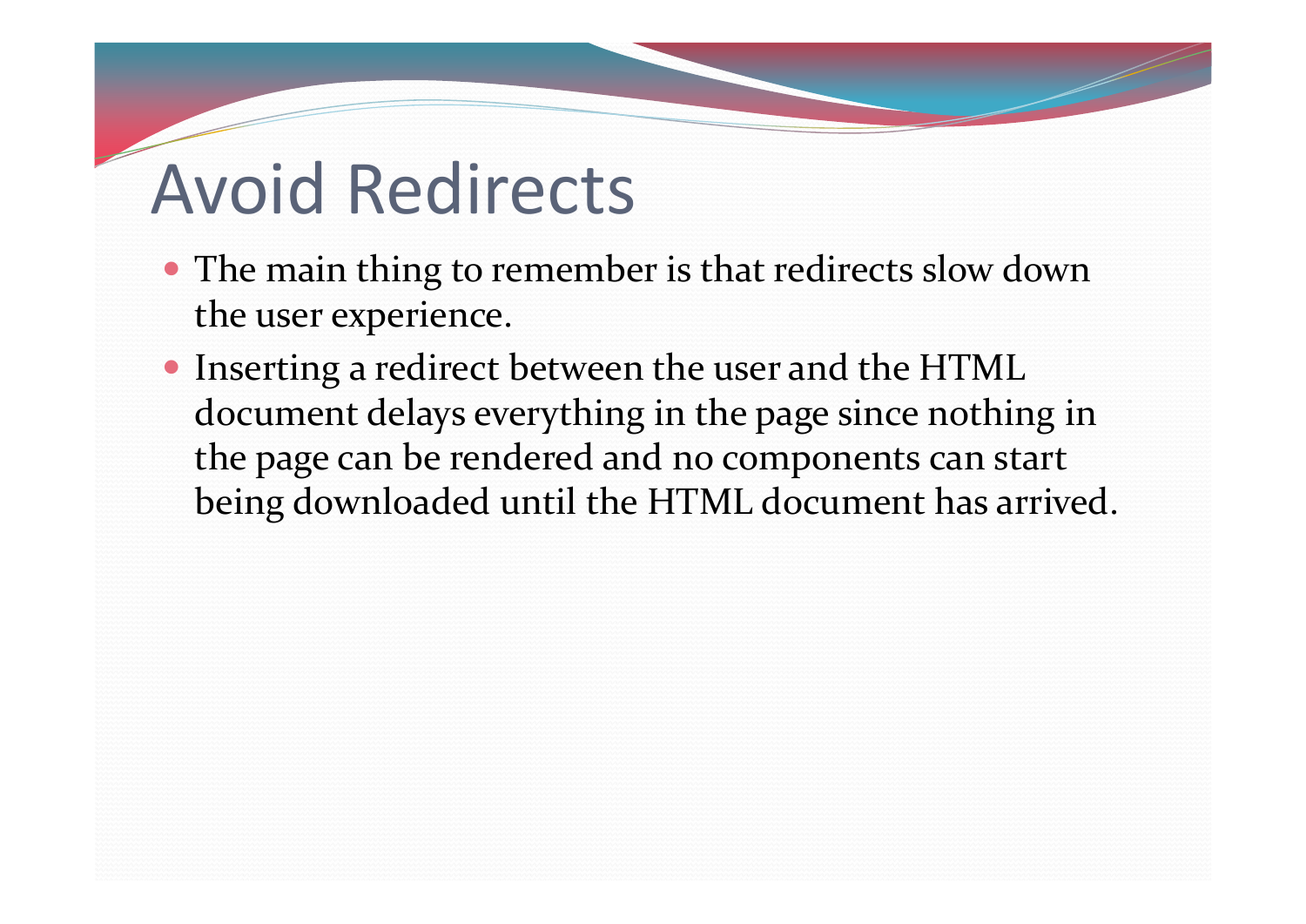# Avoid Redirects

- The main thing to remember is that redirects slow down the user experience.
- Inserting a redirect between the user and the HTML document delays everything in the page since nothing in the page can be rendered and no components can start being downloaded until the HTML document has arrived.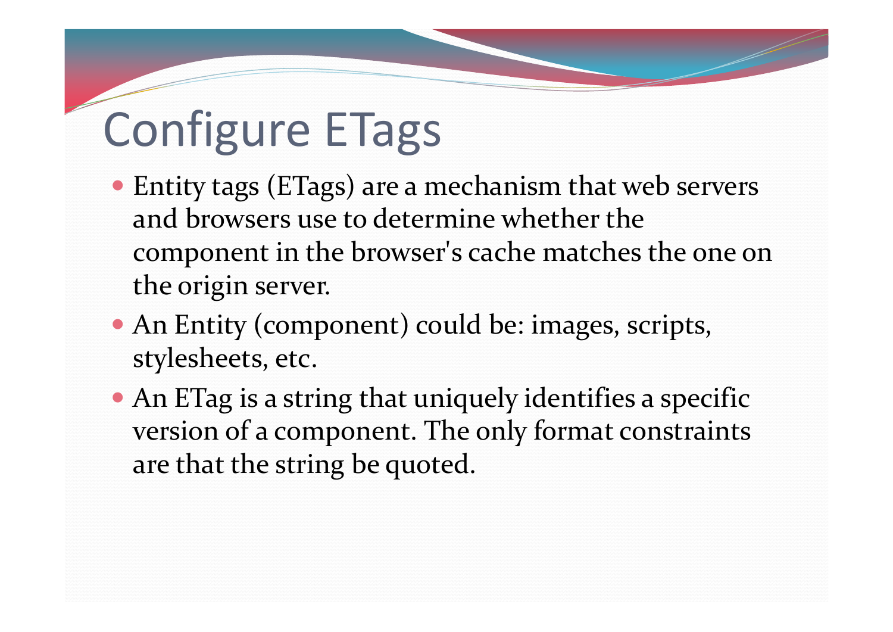# Configure ETags

- Entity tags (ETags) are a mechanism that web servers and browsers use to determine whether the component in the browser's cache matches the one on the origin server.
- An Entity (component) could be: images, scripts, stylesheets, etc.
- An ETag is a string that uniquely identifies a specific version of a component. The only format constraints are that the string be quoted.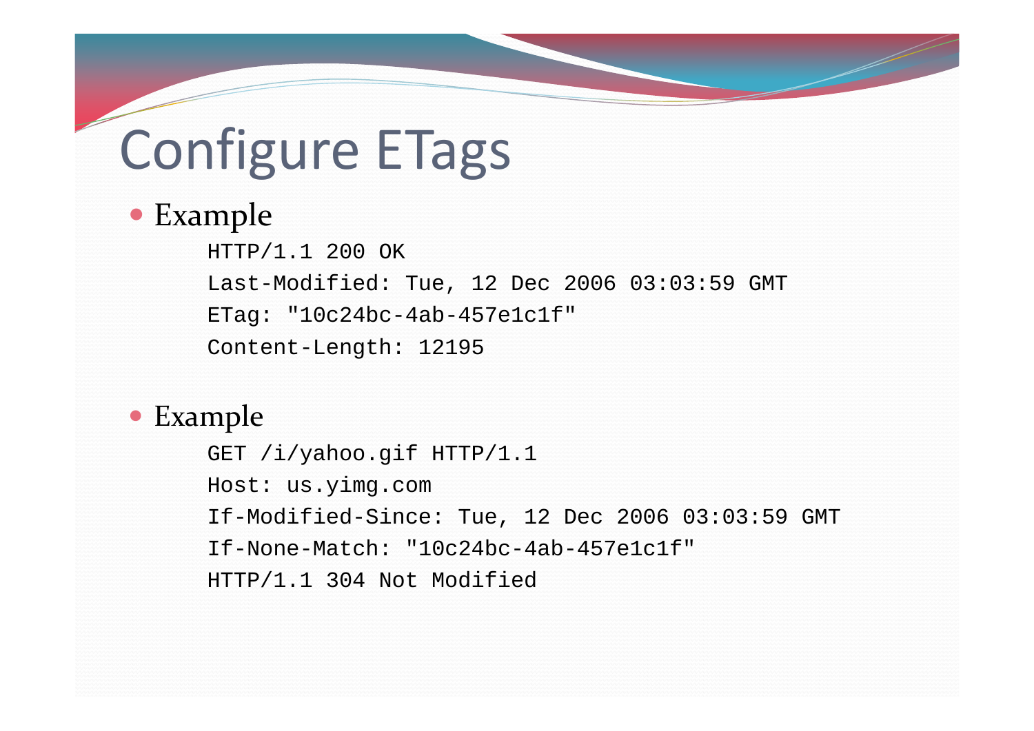# Configure ETags

- Example

```
HTTP/1.1 200 OK
Last-Modified: Tue, 12 Dec 2006 03:03:59 GMT
ETag: "10c24bc-4ab-457e1c1f"
Content-Length: 12195
```

- Example

```
GET /i/yahoo.gif HTTP/1.1
Host: us.yimg.com
If-Modified-Since: Tue, 12 Dec 2006 03:03:59 GMT
If-None-Match: "10c24bc-4ab-457e1c1f"
HTTP/1.1 304 Not Modified
```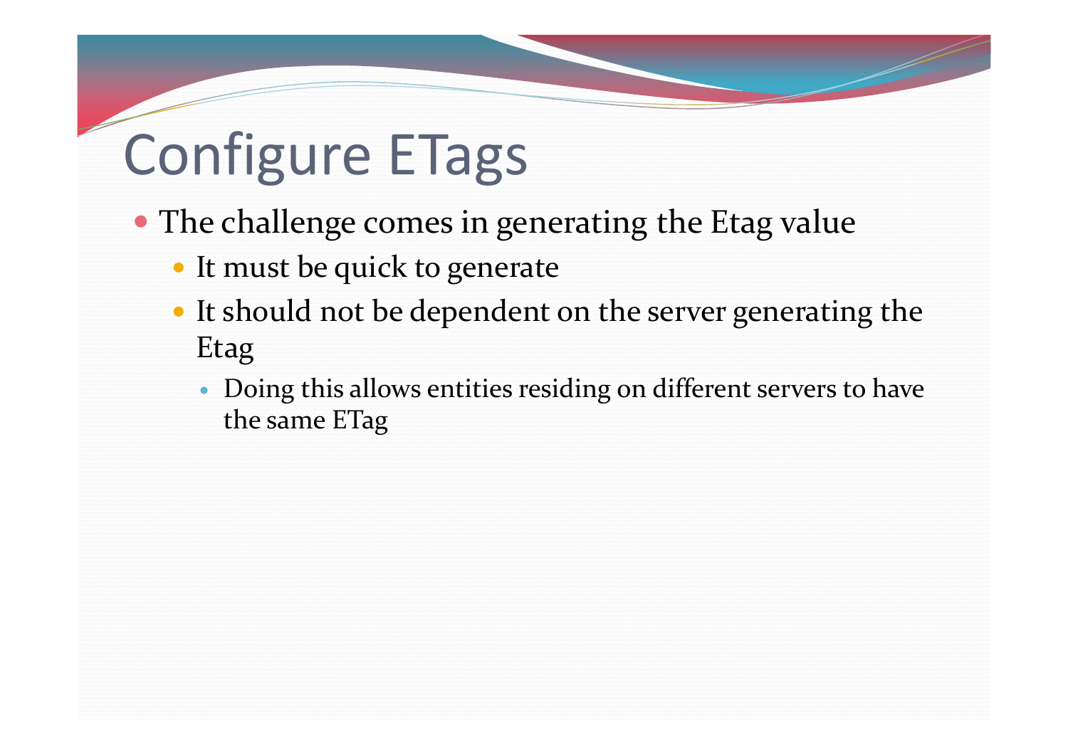# Configure ETags

- The challenge comes in generating the Etag value
  - It must be quick to generate
  - It should not be dependent on the server generating the Etag
    - Doing this allows entities residing on different servers to have the same ETag